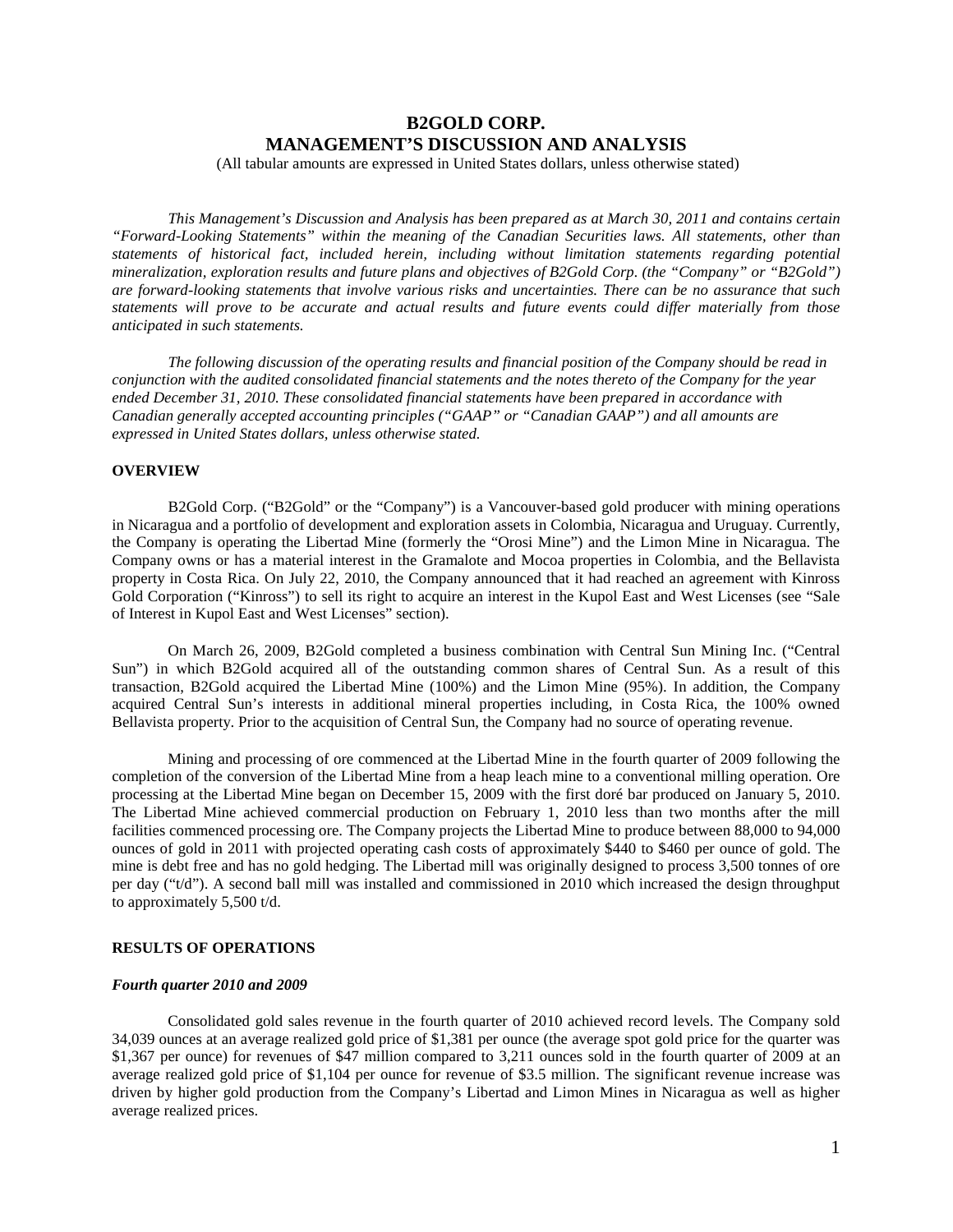# B2GOLD CORP.
# MANAGEMENT'S DISCUSSION AND ANALYSIS

(All tabular amounts are expressed in United States dollars, unless otherwise stated)

*This Management's Discussion and Analysis has been prepared as at March 30, 2011 and contains certain "Forward-Looking Statements" within the meaning of the Canadian Securities laws. All statements, other than statements of historical fact, included herein, including without limitation statements regarding potential mineralization, exploration results and future plans and objectives of B2Gold Corp. (the "Company" or "B2Gold") are forward-looking statements that involve various risks and uncertainties. There can be no assurance that such statements will prove to be accurate and actual results and future events could differ materially from those anticipated in such statements.*

*The following discussion of the operating results and financial position of the Company should be read in conjunction with the audited consolidated financial statements and the notes thereto of the Company for the year ended December 31, 2010. These consolidated financial statements have been prepared in accordance with Canadian generally accepted accounting principles ("GAAP" or "Canadian GAAP") and all amounts are expressed in United States dollars, unless otherwise stated.*

## OVERVIEW

B2Gold Corp. ("B2Gold" or the "Company") is a Vancouver-based gold producer with mining operations in Nicaragua and a portfolio of development and exploration assets in Colombia, Nicaragua and Uruguay. Currently, the Company is operating the Libertad Mine (formerly the "Orosi Mine") and the Limon Mine in Nicaragua. The Company owns or has a material interest in the Gramalote and Mocoa properties in Colombia, and the Bellavista property in Costa Rica. On July 22, 2010, the Company announced that it had reached an agreement with Kinross Gold Corporation ("Kinross") to sell its right to acquire an interest in the Kupol East and West Licenses (see "Sale of Interest in Kupol East and West Licenses" section).

On March 26, 2009, B2Gold completed a business combination with Central Sun Mining Inc. ("Central Sun") in which B2Gold acquired all of the outstanding common shares of Central Sun. As a result of this transaction, B2Gold acquired the Libertad Mine (100%) and the Limon Mine (95%). In addition, the Company acquired Central Sun's interests in additional mineral properties including, in Costa Rica, the 100% owned Bellavista property. Prior to the acquisition of Central Sun, the Company had no source of operating revenue.

Mining and processing of ore commenced at the Libertad Mine in the fourth quarter of 2009 following the completion of the conversion of the Libertad Mine from a heap leach mine to a conventional milling operation. Ore processing at the Libertad Mine began on December 15, 2009 with the first doré bar produced on January 5, 2010. The Libertad Mine achieved commercial production on February 1, 2010 less than two months after the mill facilities commenced processing ore. The Company projects the Libertad Mine to produce between 88,000 to 94,000 ounces of gold in 2011 with projected operating cash costs of approximately \$440 to \$460 per ounce of gold. The mine is debt free and has no gold hedging. The Libertad mill was originally designed to process 3,500 tonnes of ore per day ("t/d"). A second ball mill was installed and commissioned in 2010 which increased the design throughput to approximately 5,500 t/d.

## RESULTS OF OPERATIONS

### *Fourth quarter 2010 and 2009*

Consolidated gold sales revenue in the fourth quarter of 2010 achieved record levels. The Company sold 34,039 ounces at an average realized gold price of \$1,381 per ounce (the average spot gold price for the quarter was \$1,367 per ounce) for revenues of \$47 million compared to 3,211 ounces sold in the fourth quarter of 2009 at an average realized gold price of \$1,104 per ounce for revenue of \$3.5 million. The significant revenue increase was driven by higher gold production from the Company's Libertad and Limon Mines in Nicaragua as well as higher average realized prices.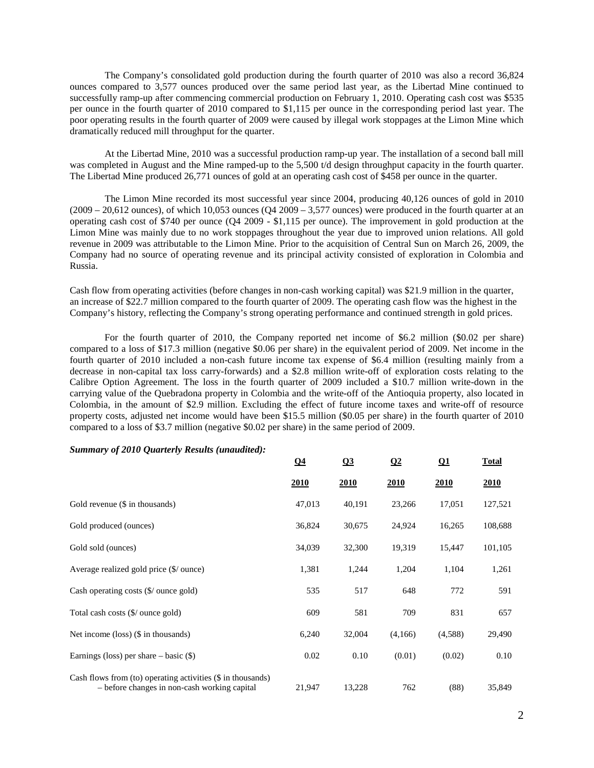The Company's consolidated gold production during the fourth quarter of 2010 was also a record 36,824 ounces compared to 3,577 ounces produced over the same period last year, as the Libertad Mine continued to successfully ramp-up after commencing commercial production on February 1, 2010. Operating cash cost was $535 per ounce in the fourth quarter of 2010 compared to $1,115 per ounce in the corresponding period last year. The poor operating results in the fourth quarter of 2009 were caused by illegal work stoppages at the Limon Mine which dramatically reduced mill throughput for the quarter.

At the Libertad Mine, 2010 was a successful production ramp-up year. The installation of a second ball mill was completed in August and the Mine ramped-up to the 5,500 t/d design throughput capacity in the fourth quarter. The Libertad Mine produced 26,771 ounces of gold at an operating cash cost of $458 per ounce in the quarter.

The Limon Mine recorded its most successful year since 2004, producing 40,126 ounces of gold in 2010 (2009 – 20,612 ounces), of which 10,053 ounces (Q4 2009 – 3,577 ounces) were produced in the fourth quarter at an operating cash cost of $740 per ounce (Q4 2009 - $1,115 per ounce). The improvement in gold production at the Limon Mine was mainly due to no work stoppages throughout the year due to improved union relations. All gold revenue in 2009 was attributable to the Limon Mine. Prior to the acquisition of Central Sun on March 26, 2009, the Company had no source of operating revenue and its principal activity consisted of exploration in Colombia and Russia.

Cash flow from operating activities (before changes in non-cash working capital) was $21.9 million in the quarter, an increase of $22.7 million compared to the fourth quarter of 2009. The operating cash flow was the highest in the Company's history, reflecting the Company's strong operating performance and continued strength in gold prices.

For the fourth quarter of 2010, the Company reported net income of $6.2 million ($0.02 per share) compared to a loss of $17.3 million (negative $0.06 per share) in the equivalent period of 2009. Net income in the fourth quarter of 2010 included a non-cash future income tax expense of $6.4 million (resulting mainly from a decrease in non-capital tax loss carry-forwards) and a $2.8 million write-off of exploration costs relating to the Calibre Option Agreement. The loss in the fourth quarter of 2009 included a $10.7 million write-down in the carrying value of the Quebradona property in Colombia and the write-off of the Antioquia property, also located in Colombia, in the amount of $2.9 million. Excluding the effect of future income taxes and write-off of resource property costs, adjusted net income would have been $15.5 million ($0.05 per share) in the fourth quarter of 2010 compared to a loss of $3.7 million (negative $0.02 per share) in the same period of 2009.

***Summary of 2010 Quarterly Results (unaudited):***

| | Q4 2010 | Q3 2010 | Q2 2010 | Q1 2010 | Total 2010 |
|---|---|---|---|---|---|
| Gold revenue ($ in thousands) | 47,013 | 40,191 | 23,266 | 17,051 | 127,521 |
| Gold produced (ounces) | 36,824 | 30,675 | 24,924 | 16,265 | 108,688 |
| Gold sold (ounces) | 34,039 | 32,300 | 19,319 | 15,447 | 101,105 |
| Average realized gold price ($/ ounce) | 1,381 | 1,244 | 1,204 | 1,104 | 1,261 |
| Cash operating costs ($/ ounce gold) | 535 | 517 | 648 | 772 | 591 |
| Total cash costs ($/ ounce gold) | 609 | 581 | 709 | 831 | 657 |
| Net income (loss) ($ in thousands) | 6,240 | 32,004 | (4,166) | (4,588) | 29,490 |
| Earnings (loss) per share – basic ($) | 0.02 | 0.10 | (0.01) | (0.02) | 0.10 |
| Cash flows from (to) operating activities ($ in thousands) – before changes in non-cash working capital | 21,947 | 13,228 | 762 | (88) | 35,849 |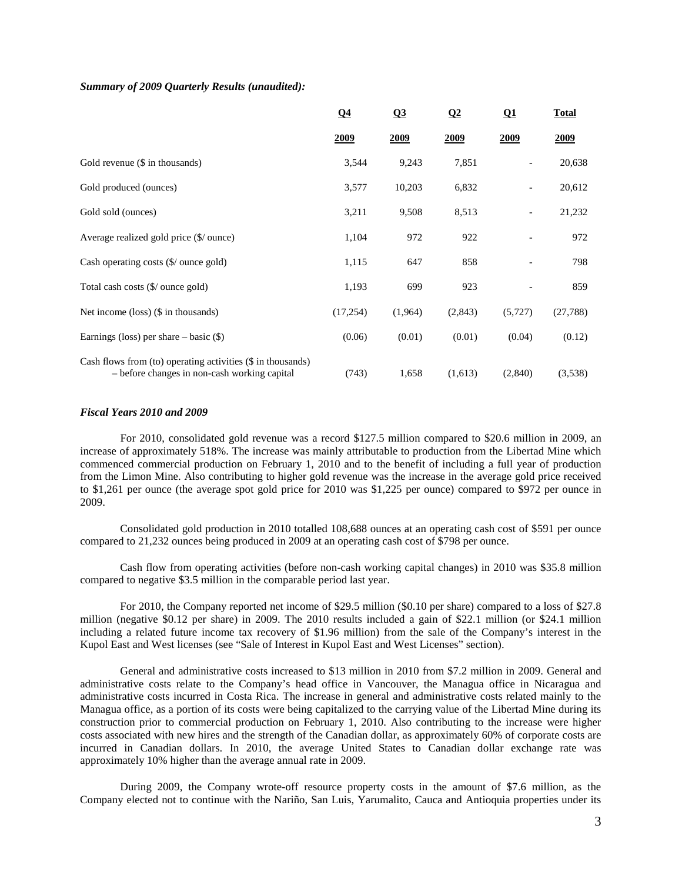***Summary of 2009 Quarterly Results (unaudited):***

| | Q4 2009 | Q3 2009 | Q2 2009 | Q1 2009 | Total 2009 |
|---|---|---|---|---|---|
| Gold revenue ($ in thousands) | 3,544 | 9,243 | 7,851 | - | 20,638 |
| Gold produced (ounces) | 3,577 | 10,203 | 6,832 | - | 20,612 |
| Gold sold (ounces) | 3,211 | 9,508 | 8,513 | - | 21,232 |
| Average realized gold price ($/ ounce) | 1,104 | 972 | 922 | - | 972 |
| Cash operating costs ($/ ounce gold) | 1,115 | 647 | 858 | - | 798 |
| Total cash costs ($/ ounce gold) | 1,193 | 699 | 923 | - | 859 |
| Net income (loss) ($ in thousands) | (17,254) | (1,964) | (2,843) | (5,727) | (27,788) |
| Earnings (loss) per share – basic ($) | (0.06) | (0.01) | (0.01) | (0.04) | (0.12) |
| Cash flows from (to) operating activities ($ in thousands) – before changes in non-cash working capital | (743) | 1,658 | (1,613) | (2,840) | (3,538) |

***Fiscal Years 2010 and 2009***

For 2010, consolidated gold revenue was a record $127.5 million compared to $20.6 million in 2009, an increase of approximately 518%. The increase was mainly attributable to production from the Libertad Mine which commenced commercial production on February 1, 2010 and to the benefit of including a full year of production from the Limon Mine. Also contributing to higher gold revenue was the increase in the average gold price received to $1,261 per ounce (the average spot gold price for 2010 was $1,225 per ounce) compared to $972 per ounce in 2009.

Consolidated gold production in 2010 totalled 108,688 ounces at an operating cash cost of $591 per ounce compared to 21,232 ounces being produced in 2009 at an operating cash cost of $798 per ounce.

Cash flow from operating activities (before non-cash working capital changes) in 2010 was $35.8 million compared to negative $3.5 million in the comparable period last year.

For 2010, the Company reported net income of $29.5 million ($0.10 per share) compared to a loss of $27.8 million (negative $0.12 per share) in 2009. The 2010 results included a gain of $22.1 million (or $24.1 million including a related future income tax recovery of $1.96 million) from the sale of the Company's interest in the Kupol East and West licenses (see "Sale of Interest in Kupol East and West Licenses" section).

General and administrative costs increased to $13 million in 2010 from $7.2 million in 2009. General and administrative costs relate to the Company's head office in Vancouver, the Managua office in Nicaragua and administrative costs incurred in Costa Rica. The increase in general and administrative costs related mainly to the Managua office, as a portion of its costs were being capitalized to the carrying value of the Libertad Mine during its construction prior to commercial production on February 1, 2010. Also contributing to the increase were higher costs associated with new hires and the strength of the Canadian dollar, as approximately 60% of corporate costs are incurred in Canadian dollars. In 2010, the average United States to Canadian dollar exchange rate was approximately 10% higher than the average annual rate in 2009.

During 2009, the Company wrote-off resource property costs in the amount of $7.6 million, as the Company elected not to continue with the Nariño, San Luis, Yarumalito, Cauca and Antioquia properties under its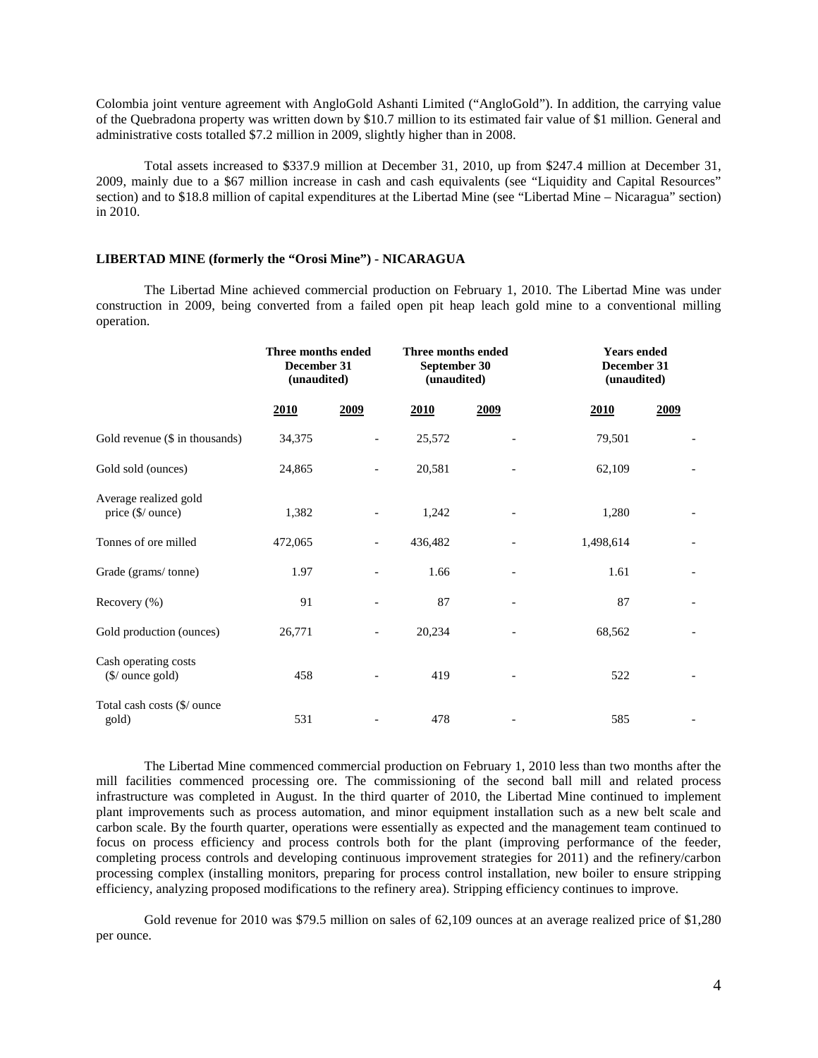Colombia joint venture agreement with AngloGold Ashanti Limited ("AngloGold"). In addition, the carrying value of the Quebradona property was written down by $10.7 million to its estimated fair value of $1 million. General and administrative costs totalled $7.2 million in 2009, slightly higher than in 2008.

Total assets increased to $337.9 million at December 31, 2010, up from $247.4 million at December 31, 2009, mainly due to a $67 million increase in cash and cash equivalents (see "Liquidity and Capital Resources" section) and to $18.8 million of capital expenditures at the Libertad Mine (see "Libertad Mine – Nicaragua" section) in 2010.

### LIBERTAD MINE (formerly the "Orosi Mine") - NICARAGUA

The Libertad Mine achieved commercial production on February 1, 2010. The Libertad Mine was under construction in 2009, being converted from a failed open pit heap leach gold mine to a conventional milling operation.

| | Three months ended December 31 (unaudited) | | Three months ended September 30 (unaudited) | | Years ended December 31 (unaudited) | |
|---|---|---|---|---|---|---|
| | **2010** | **2009** | **2010** | **2009** | **2010** | **2009** |
| Gold revenue ($ in thousands) | 34,375 | - | 25,572 | - | 79,501 | - |
| Gold sold (ounces) | 24,865 | - | 20,581 | - | 62,109 | - |
| Average realized gold price ($/ ounce) | 1,382 | - | 1,242 | - | 1,280 | - |
| Tonnes of ore milled | 472,065 | - | 436,482 | - | 1,498,614 | - |
| Grade (grams/ tonne) | 1.97 | - | 1.66 | - | 1.61 | - |
| Recovery (%) | 91 | - | 87 | - | 87 | - |
| Gold production (ounces) | 26,771 | - | 20,234 | - | 68,562 | - |
| Cash operating costs ($/ ounce gold) | 458 | - | 419 | - | 522 | - |
| Total cash costs ($/ ounce gold) | 531 | - | 478 | - | 585 | - |

The Libertad Mine commenced commercial production on February 1, 2010 less than two months after the mill facilities commenced processing ore. The commissioning of the second ball mill and related process infrastructure was completed in August. In the third quarter of 2010, the Libertad Mine continued to implement plant improvements such as process automation, and minor equipment installation such as a new belt scale and carbon scale. By the fourth quarter, operations were essentially as expected and the management team continued to focus on process efficiency and process controls both for the plant (improving performance of the feeder, completing process controls and developing continuous improvement strategies for 2011) and the refinery/carbon processing complex (installing monitors, preparing for process control installation, new boiler to ensure stripping efficiency, analyzing proposed modifications to the refinery area). Stripping efficiency continues to improve.

Gold revenue for 2010 was $79.5 million on sales of 62,109 ounces at an average realized price of $1,280 per ounce.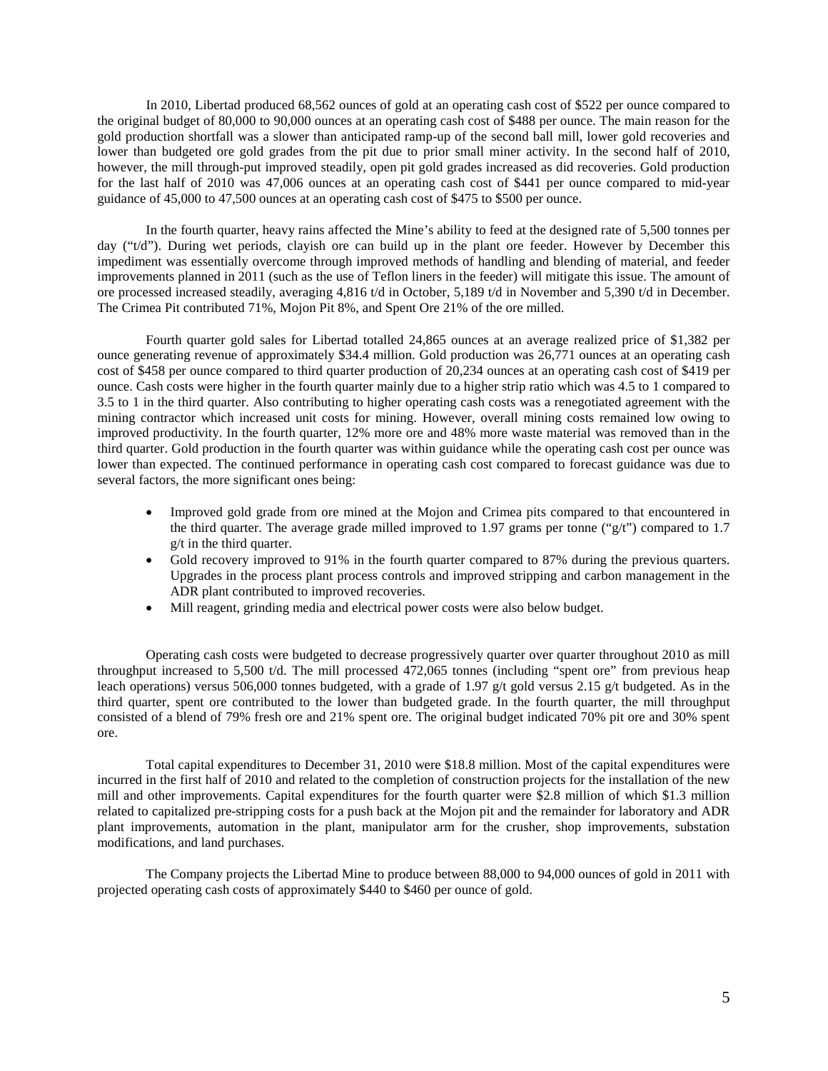In 2010, Libertad produced 68,562 ounces of gold at an operating cash cost of $522 per ounce compared to the original budget of 80,000 to 90,000 ounces at an operating cash cost of $488 per ounce. The main reason for the gold production shortfall was a slower than anticipated ramp-up of the second ball mill, lower gold recoveries and lower than budgeted ore gold grades from the pit due to prior small miner activity. In the second half of 2010, however, the mill through-put improved steadily, open pit gold grades increased as did recoveries. Gold production for the last half of 2010 was 47,006 ounces at an operating cash cost of $441 per ounce compared to mid-year guidance of 45,000 to 47,500 ounces at an operating cash cost of $475 to $500 per ounce.

In the fourth quarter, heavy rains affected the Mine's ability to feed at the designed rate of 5,500 tonnes per day ("t/d"). During wet periods, clayish ore can build up in the plant ore feeder. However by December this impediment was essentially overcome through improved methods of handling and blending of material, and feeder improvements planned in 2011 (such as the use of Teflon liners in the feeder) will mitigate this issue. The amount of ore processed increased steadily, averaging 4,816 t/d in October, 5,189 t/d in November and 5,390 t/d in December. The Crimea Pit contributed 71%, Mojon Pit 8%, and Spent Ore 21% of the ore milled.

Fourth quarter gold sales for Libertad totalled 24,865 ounces at an average realized price of $1,382 per ounce generating revenue of approximately $34.4 million. Gold production was 26,771 ounces at an operating cash cost of $458 per ounce compared to third quarter production of 20,234 ounces at an operating cash cost of $419 per ounce. Cash costs were higher in the fourth quarter mainly due to a higher strip ratio which was 4.5 to 1 compared to 3.5 to 1 in the third quarter. Also contributing to higher operating cash costs was a renegotiated agreement with the mining contractor which increased unit costs for mining. However, overall mining costs remained low owing to improved productivity. In the fourth quarter, 12% more ore and 48% more waste material was removed than in the third quarter. Gold production in the fourth quarter was within guidance while the operating cash cost per ounce was lower than expected. The continued performance in operating cash cost compared to forecast guidance was due to several factors, the more significant ones being:

- Improved gold grade from ore mined at the Mojon and Crimea pits compared to that encountered in the third quarter. The average grade milled improved to 1.97 grams per tonne ("g/t") compared to 1.7 g/t in the third quarter.
- Gold recovery improved to 91% in the fourth quarter compared to 87% during the previous quarters. Upgrades in the process plant process controls and improved stripping and carbon management in the ADR plant contributed to improved recoveries.
- Mill reagent, grinding media and electrical power costs were also below budget.

Operating cash costs were budgeted to decrease progressively quarter over quarter throughout 2010 as mill throughput increased to 5,500 t/d. The mill processed 472,065 tonnes (including "spent ore" from previous heap leach operations) versus 506,000 tonnes budgeted, with a grade of 1.97 g/t gold versus 2.15 g/t budgeted. As in the third quarter, spent ore contributed to the lower than budgeted grade. In the fourth quarter, the mill throughput consisted of a blend of 79% fresh ore and 21% spent ore. The original budget indicated 70% pit ore and 30% spent ore.

Total capital expenditures to December 31, 2010 were $18.8 million. Most of the capital expenditures were incurred in the first half of 2010 and related to the completion of construction projects for the installation of the new mill and other improvements. Capital expenditures for the fourth quarter were $2.8 million of which $1.3 million related to capitalized pre-stripping costs for a push back at the Mojon pit and the remainder for laboratory and ADR plant improvements, automation in the plant, manipulator arm for the crusher, shop improvements, substation modifications, and land purchases.

The Company projects the Libertad Mine to produce between 88,000 to 94,000 ounces of gold in 2011 with projected operating cash costs of approximately $440 to $460 per ounce of gold.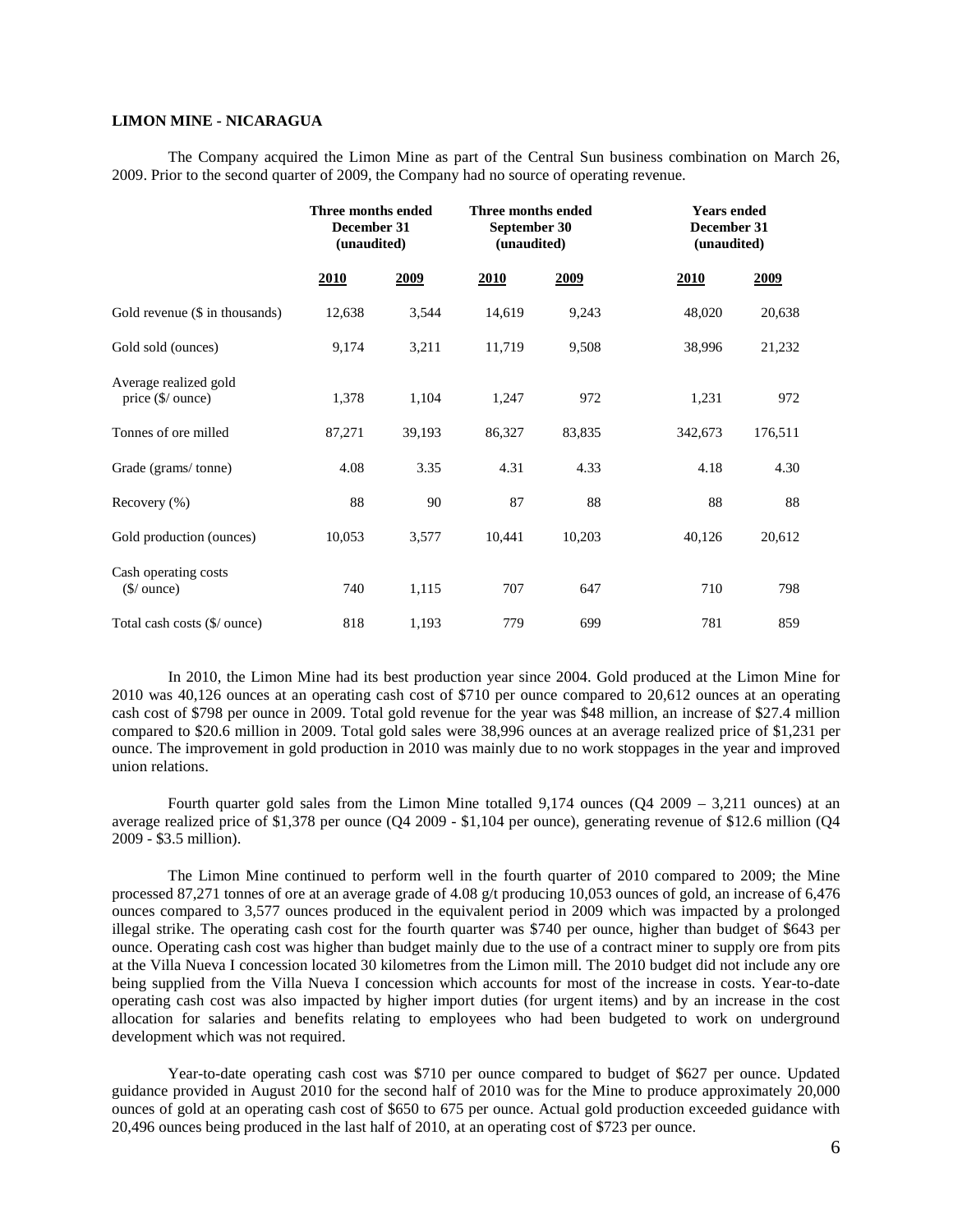**LIMON MINE - NICARAGUA**

The Company acquired the Limon Mine as part of the Central Sun business combination on March 26, 2009. Prior to the second quarter of 2009, the Company had no source of operating revenue.

| | Three months ended December 31 (unaudited) | | Three months ended September 30 (unaudited) | | Years ended December 31 (unaudited) | |
|---|---|---|---|---|---|---|
| | **2010** | **2009** | **2010** | **2009** | **2010** | **2009** |
| Gold revenue ($ in thousands) | 12,638 | 3,544 | 14,619 | 9,243 | 48,020 | 20,638 |
| Gold sold (ounces) | 9,174 | 3,211 | 11,719 | 9,508 | 38,996 | 21,232 |
| Average realized gold price ($/ ounce) | 1,378 | 1,104 | 1,247 | 972 | 1,231 | 972 |
| Tonnes of ore milled | 87,271 | 39,193 | 86,327 | 83,835 | 342,673 | 176,511 |
| Grade (grams/ tonne) | 4.08 | 3.35 | 4.31 | 4.33 | 4.18 | 4.30 |
| Recovery (%) | 88 | 90 | 87 | 88 | 88 | 88 |
| Gold production (ounces) | 10,053 | 3,577 | 10,441 | 10,203 | 40,126 | 20,612 |
| Cash operating costs ($/ ounce) | 740 | 1,115 | 707 | 647 | 710 | 798 |
| Total cash costs ($/ ounce) | 818 | 1,193 | 779 | 699 | 781 | 859 |

In 2010, the Limon Mine had its best production year since 2004. Gold produced at the Limon Mine for 2010 was 40,126 ounces at an operating cash cost of $710 per ounce compared to 20,612 ounces at an operating cash cost of $798 per ounce in 2009. Total gold revenue for the year was $48 million, an increase of $27.4 million compared to $20.6 million in 2009. Total gold sales were 38,996 ounces at an average realized price of $1,231 per ounce. The improvement in gold production in 2010 was mainly due to no work stoppages in the year and improved union relations.

Fourth quarter gold sales from the Limon Mine totalled 9,174 ounces (Q4 2009 – 3,211 ounces) at an average realized price of $1,378 per ounce (Q4 2009 - $1,104 per ounce), generating revenue of $12.6 million (Q4 2009 - $3.5 million).

The Limon Mine continued to perform well in the fourth quarter of 2010 compared to 2009; the Mine processed 87,271 tonnes of ore at an average grade of 4.08 g/t producing 10,053 ounces of gold, an increase of 6,476 ounces compared to 3,577 ounces produced in the equivalent period in 2009 which was impacted by a prolonged illegal strike. The operating cash cost for the fourth quarter was $740 per ounce, higher than budget of $643 per ounce. Operating cash cost was higher than budget mainly due to the use of a contract miner to supply ore from pits at the Villa Nueva I concession located 30 kilometres from the Limon mill. The 2010 budget did not include any ore being supplied from the Villa Nueva I concession which accounts for most of the increase in costs. Year-to-date operating cash cost was also impacted by higher import duties (for urgent items) and by an increase in the cost allocation for salaries and benefits relating to employees who had been budgeted to work on underground development which was not required.

Year-to-date operating cash cost was $710 per ounce compared to budget of $627 per ounce. Updated guidance provided in August 2010 for the second half of 2010 was for the Mine to produce approximately 20,000 ounces of gold at an operating cash cost of $650 to 675 per ounce. Actual gold production exceeded guidance with 20,496 ounces being produced in the last half of 2010, at an operating cost of $723 per ounce.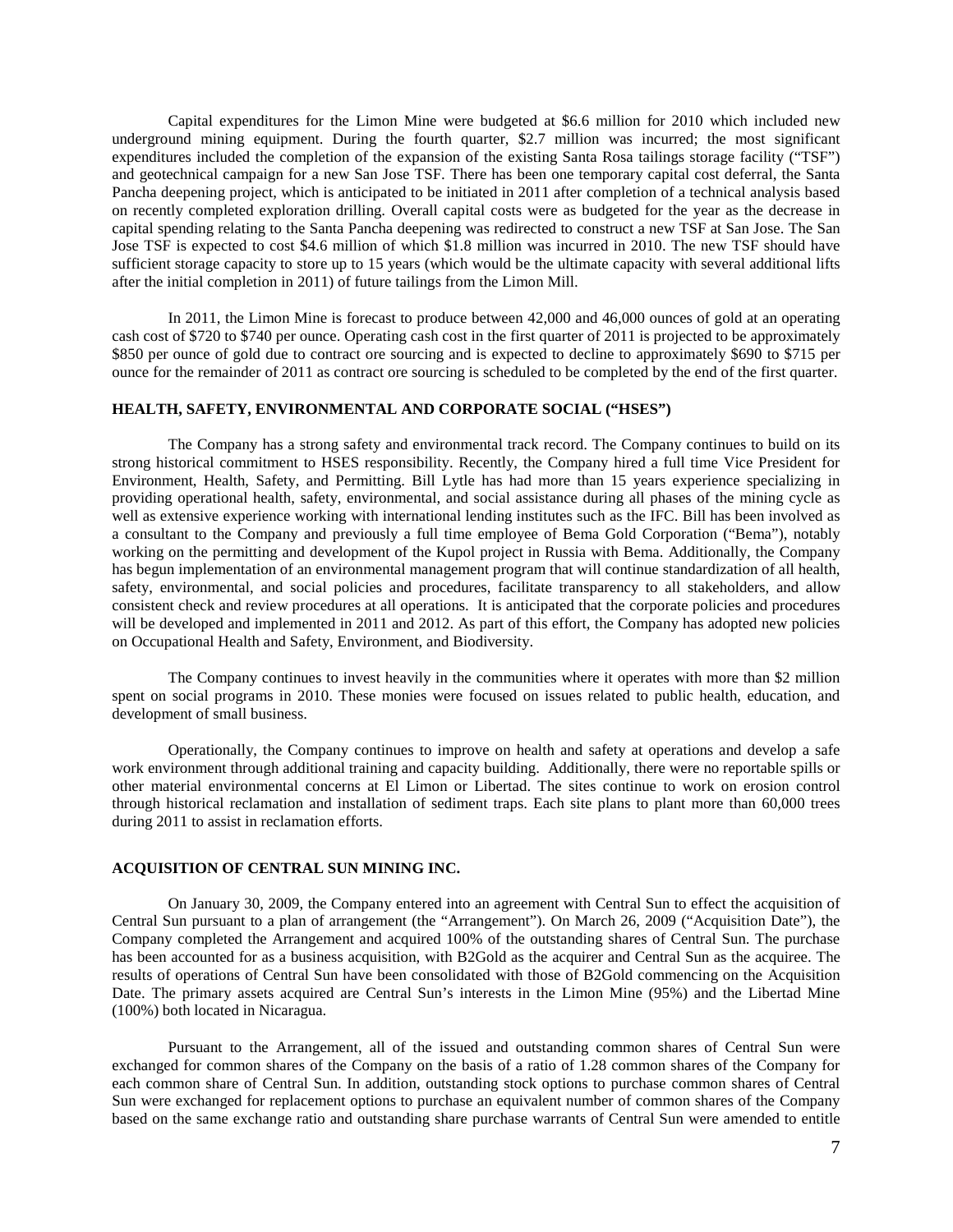Capital expenditures for the Limon Mine were budgeted at $6.6 million for 2010 which included new underground mining equipment. During the fourth quarter, $2.7 million was incurred; the most significant expenditures included the completion of the expansion of the existing Santa Rosa tailings storage facility ("TSF") and geotechnical campaign for a new San Jose TSF. There has been one temporary capital cost deferral, the Santa Pancha deepening project, which is anticipated to be initiated in 2011 after completion of a technical analysis based on recently completed exploration drilling. Overall capital costs were as budgeted for the year as the decrease in capital spending relating to the Santa Pancha deepening was redirected to construct a new TSF at San Jose. The San Jose TSF is expected to cost $4.6 million of which $1.8 million was incurred in 2010. The new TSF should have sufficient storage capacity to store up to 15 years (which would be the ultimate capacity with several additional lifts after the initial completion in 2011) of future tailings from the Limon Mill.

In 2011, the Limon Mine is forecast to produce between 42,000 and 46,000 ounces of gold at an operating cash cost of $720 to $740 per ounce. Operating cash cost in the first quarter of 2011 is projected to be approximately $850 per ounce of gold due to contract ore sourcing and is expected to decline to approximately $690 to $715 per ounce for the remainder of 2011 as contract ore sourcing is scheduled to be completed by the end of the first quarter.

## HEALTH, SAFETY, ENVIRONMENTAL AND CORPORATE SOCIAL ("HSES")

The Company has a strong safety and environmental track record. The Company continues to build on its strong historical commitment to HSES responsibility. Recently, the Company hired a full time Vice President for Environment, Health, Safety, and Permitting. Bill Lytle has had more than 15 years experience specializing in providing operational health, safety, environmental, and social assistance during all phases of the mining cycle as well as extensive experience working with international lending institutes such as the IFC. Bill has been involved as a consultant to the Company and previously a full time employee of Bema Gold Corporation ("Bema"), notably working on the permitting and development of the Kupol project in Russia with Bema. Additionally, the Company has begun implementation of an environmental management program that will continue standardization of all health, safety, environmental, and social policies and procedures, facilitate transparency to all stakeholders, and allow consistent check and review procedures at all operations. It is anticipated that the corporate policies and procedures will be developed and implemented in 2011 and 2012. As part of this effort, the Company has adopted new policies on Occupational Health and Safety, Environment, and Biodiversity.

The Company continues to invest heavily in the communities where it operates with more than $2 million spent on social programs in 2010. These monies were focused on issues related to public health, education, and development of small business.

Operationally, the Company continues to improve on health and safety at operations and develop a safe work environment through additional training and capacity building. Additionally, there were no reportable spills or other material environmental concerns at El Limon or Libertad. The sites continue to work on erosion control through historical reclamation and installation of sediment traps. Each site plans to plant more than 60,000 trees during 2011 to assist in reclamation efforts.

## ACQUISITION OF CENTRAL SUN MINING INC.

On January 30, 2009, the Company entered into an agreement with Central Sun to effect the acquisition of Central Sun pursuant to a plan of arrangement (the "Arrangement"). On March 26, 2009 ("Acquisition Date"), the Company completed the Arrangement and acquired 100% of the outstanding shares of Central Sun. The purchase has been accounted for as a business acquisition, with B2Gold as the acquirer and Central Sun as the acquiree. The results of operations of Central Sun have been consolidated with those of B2Gold commencing on the Acquisition Date. The primary assets acquired are Central Sun's interests in the Limon Mine (95%) and the Libertad Mine (100%) both located in Nicaragua.

Pursuant to the Arrangement, all of the issued and outstanding common shares of Central Sun were exchanged for common shares of the Company on the basis of a ratio of 1.28 common shares of the Company for each common share of Central Sun. In addition, outstanding stock options to purchase common shares of Central Sun were exchanged for replacement options to purchase an equivalent number of common shares of the Company based on the same exchange ratio and outstanding share purchase warrants of Central Sun were amended to entitle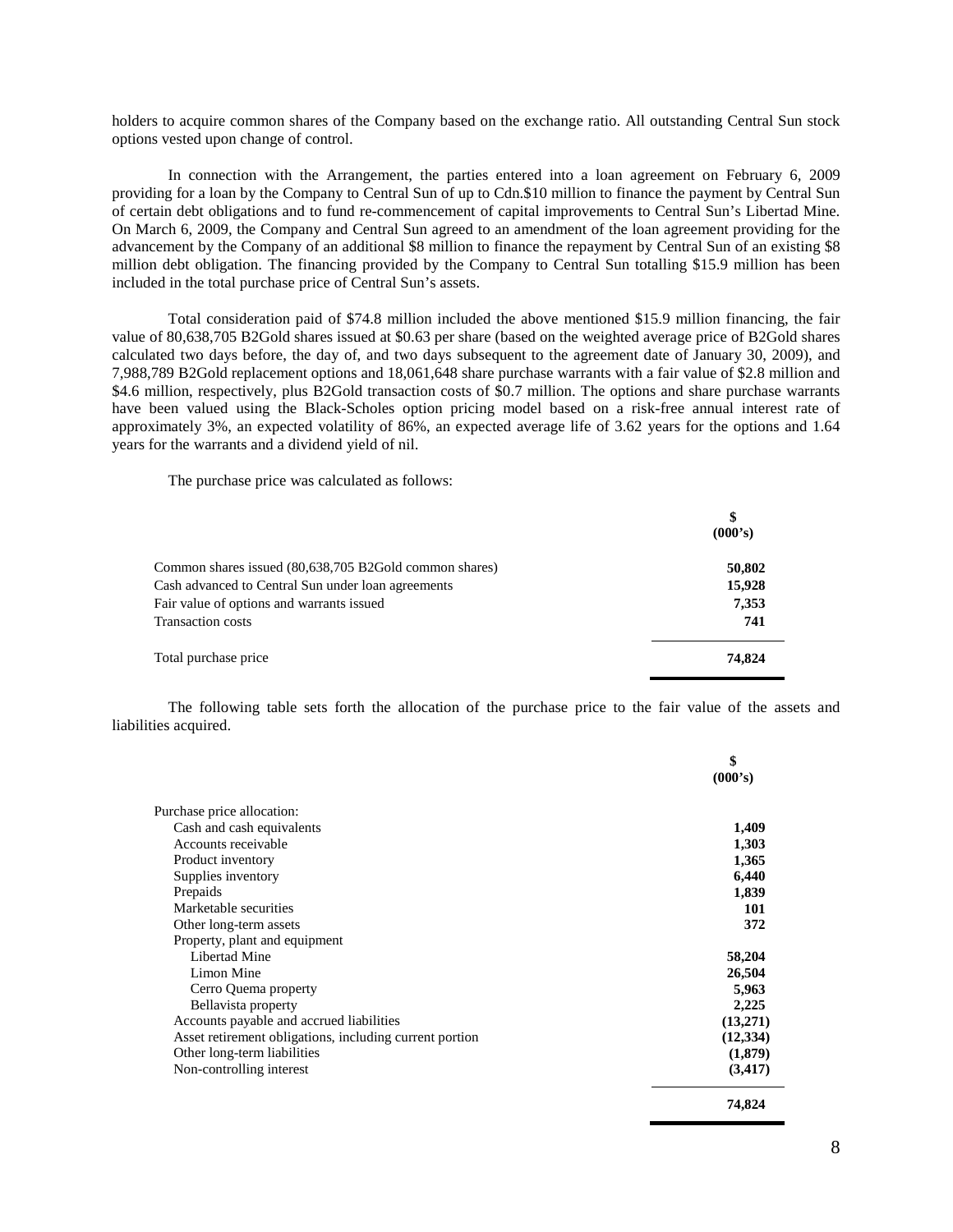holders to acquire common shares of the Company based on the exchange ratio. All outstanding Central Sun stock options vested upon change of control.

In connection with the Arrangement, the parties entered into a loan agreement on February 6, 2009 providing for a loan by the Company to Central Sun of up to Cdn.$10 million to finance the payment by Central Sun of certain debt obligations and to fund re-commencement of capital improvements to Central Sun's Libertad Mine. On March 6, 2009, the Company and Central Sun agreed to an amendment of the loan agreement providing for the advancement by the Company of an additional $8 million to finance the repayment by Central Sun of an existing $8 million debt obligation. The financing provided by the Company to Central Sun totalling $15.9 million has been included in the total purchase price of Central Sun's assets.

Total consideration paid of $74.8 million included the above mentioned $15.9 million financing, the fair value of 80,638,705 B2Gold shares issued at $0.63 per share (based on the weighted average price of B2Gold shares calculated two days before, the day of, and two days subsequent to the agreement date of January 30, 2009), and 7,988,789 B2Gold replacement options and 18,061,648 share purchase warrants with a fair value of $2.8 million and $4.6 million, respectively, plus B2Gold transaction costs of $0.7 million. The options and share purchase warrants have been valued using the Black-Scholes option pricing model based on a risk-free annual interest rate of approximately 3%, an expected volatility of 86%, an expected average life of 3.62 years for the options and 1.64 years for the warrants and a dividend yield of nil.

The purchase price was calculated as follows:

| | $ (000's) |
|---|---|
| Common shares issued (80,638,705 B2Gold common shares) | **50,802** |
| Cash advanced to Central Sun under loan agreements | **15,928** |
| Fair value of options and warrants issued | **7,353** |
| Transaction costs | **741** |
| Total purchase price | **74,824** |

The following table sets forth the allocation of the purchase price to the fair value of the assets and liabilities acquired.

| | $ (000's) |
|---|---|
| Purchase price allocation: | |
| Cash and cash equivalents | **1,409** |
| Accounts receivable | **1,303** |
| Product inventory | **1,365** |
| Supplies inventory | **6,440** |
| Prepaids | **1,839** |
| Marketable securities | **101** |
| Other long-term assets | **372** |
| Property, plant and equipment | |
| Libertad Mine | **58,204** |
| Limon Mine | **26,504** |
| Cerro Quema property | **5,963** |
| Bellavista property | **2,225** |
| Accounts payable and accrued liabilities | **(13,271)** |
| Asset retirement obligations, including current portion | **(12,334)** |
| Other long-term liabilities | **(1,879)** |
| Non-controlling interest | **(3,417)** |
| | **74,824** |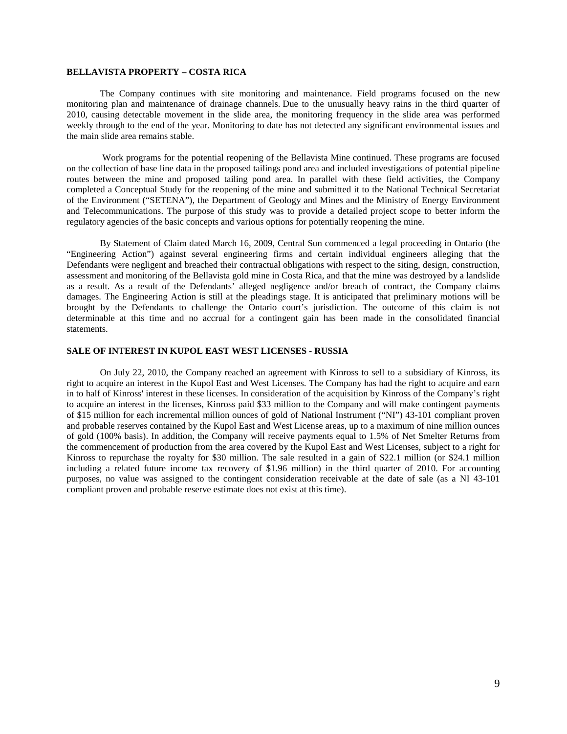## BELLAVISTA PROPERTY – COSTA RICA

The Company continues with site monitoring and maintenance. Field programs focused on the new monitoring plan and maintenance of drainage channels. Due to the unusually heavy rains in the third quarter of 2010, causing detectable movement in the slide area, the monitoring frequency in the slide area was performed weekly through to the end of the year. Monitoring to date has not detected any significant environmental issues and the main slide area remains stable.

Work programs for the potential reopening of the Bellavista Mine continued. These programs are focused on the collection of base line data in the proposed tailings pond area and included investigations of potential pipeline routes between the mine and proposed tailing pond area. In parallel with these field activities, the Company completed a Conceptual Study for the reopening of the mine and submitted it to the National Technical Secretariat of the Environment ("SETENA"), the Department of Geology and Mines and the Ministry of Energy Environment and Telecommunications. The purpose of this study was to provide a detailed project scope to better inform the regulatory agencies of the basic concepts and various options for potentially reopening the mine.

By Statement of Claim dated March 16, 2009, Central Sun commenced a legal proceeding in Ontario (the "Engineering Action") against several engineering firms and certain individual engineers alleging that the Defendants were negligent and breached their contractual obligations with respect to the siting, design, construction, assessment and monitoring of the Bellavista gold mine in Costa Rica, and that the mine was destroyed by a landslide as a result. As a result of the Defendants' alleged negligence and/or breach of contract, the Company claims damages. The Engineering Action is still at the pleadings stage. It is anticipated that preliminary motions will be brought by the Defendants to challenge the Ontario court's jurisdiction. The outcome of this claim is not determinable at this time and no accrual for a contingent gain has been made in the consolidated financial statements.

## SALE OF INTEREST IN KUPOL EAST WEST LICENSES - RUSSIA

On July 22, 2010, the Company reached an agreement with Kinross to sell to a subsidiary of Kinross, its right to acquire an interest in the Kupol East and West Licenses. The Company has had the right to acquire and earn in to half of Kinross' interest in these licenses. In consideration of the acquisition by Kinross of the Company's right to acquire an interest in the licenses, Kinross paid $33 million to the Company and will make contingent payments of $15 million for each incremental million ounces of gold of National Instrument ("NI") 43-101 compliant proven and probable reserves contained by the Kupol East and West License areas, up to a maximum of nine million ounces of gold (100% basis). In addition, the Company will receive payments equal to 1.5% of Net Smelter Returns from the commencement of production from the area covered by the Kupol East and West Licenses, subject to a right for Kinross to repurchase the royalty for $30 million. The sale resulted in a gain of $22.1 million (or $24.1 million including a related future income tax recovery of $1.96 million) in the third quarter of 2010. For accounting purposes, no value was assigned to the contingent consideration receivable at the date of sale (as a NI 43-101 compliant proven and probable reserve estimate does not exist at this time).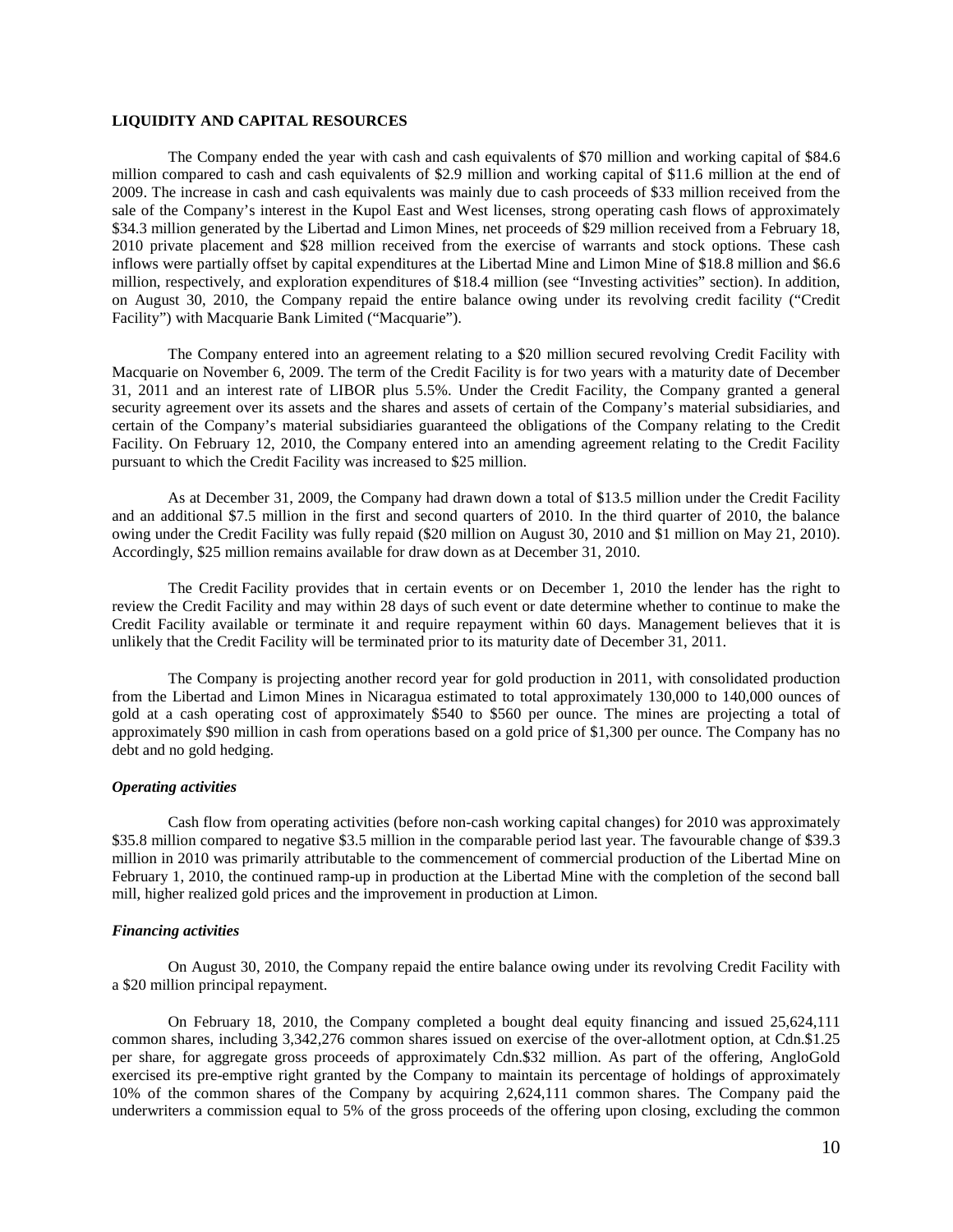**LIQUIDITY AND CAPITAL RESOURCES**

The Company ended the year with cash and cash equivalents of $70 million and working capital of $84.6 million compared to cash and cash equivalents of $2.9 million and working capital of $11.6 million at the end of 2009. The increase in cash and cash equivalents was mainly due to cash proceeds of $33 million received from the sale of the Company's interest in the Kupol East and West licenses, strong operating cash flows of approximately $34.3 million generated by the Libertad and Limon Mines, net proceeds of $29 million received from a February 18, 2010 private placement and $28 million received from the exercise of warrants and stock options. These cash inflows were partially offset by capital expenditures at the Libertad Mine and Limon Mine of $18.8 million and $6.6 million, respectively, and exploration expenditures of $18.4 million (see "Investing activities" section). In addition, on August 30, 2010, the Company repaid the entire balance owing under its revolving credit facility ("Credit Facility") with Macquarie Bank Limited ("Macquarie").

The Company entered into an agreement relating to a $20 million secured revolving Credit Facility with Macquarie on November 6, 2009. The term of the Credit Facility is for two years with a maturity date of December 31, 2011 and an interest rate of LIBOR plus 5.5%. Under the Credit Facility, the Company granted a general security agreement over its assets and the shares and assets of certain of the Company's material subsidiaries, and certain of the Company's material subsidiaries guaranteed the obligations of the Company relating to the Credit Facility. On February 12, 2010, the Company entered into an amending agreement relating to the Credit Facility pursuant to which the Credit Facility was increased to $25 million.

As at December 31, 2009, the Company had drawn down a total of $13.5 million under the Credit Facility and an additional $7.5 million in the first and second quarters of 2010. In the third quarter of 2010, the balance owing under the Credit Facility was fully repaid ($20 million on August 30, 2010 and $1 million on May 21, 2010). Accordingly, $25 million remains available for draw down as at December 31, 2010.

The Credit Facility provides that in certain events or on December 1, 2010 the lender has the right to review the Credit Facility and may within 28 days of such event or date determine whether to continue to make the Credit Facility available or terminate it and require repayment within 60 days. Management believes that it is unlikely that the Credit Facility will be terminated prior to its maturity date of December 31, 2011.

The Company is projecting another record year for gold production in 2011, with consolidated production from the Libertad and Limon Mines in Nicaragua estimated to total approximately 130,000 to 140,000 ounces of gold at a cash operating cost of approximately $540 to $560 per ounce. The mines are projecting a total of approximately $90 million in cash from operations based on a gold price of $1,300 per ounce. The Company has no debt and no gold hedging.

***Operating activities***

Cash flow from operating activities (before non-cash working capital changes) for 2010 was approximately $35.8 million compared to negative $3.5 million in the comparable period last year. The favourable change of $39.3 million in 2010 was primarily attributable to the commencement of commercial production of the Libertad Mine on February 1, 2010, the continued ramp-up in production at the Libertad Mine with the completion of the second ball mill, higher realized gold prices and the improvement in production at Limon.

***Financing activities***

On August 30, 2010, the Company repaid the entire balance owing under its revolving Credit Facility with a $20 million principal repayment.

On February 18, 2010, the Company completed a bought deal equity financing and issued 25,624,111 common shares, including 3,342,276 common shares issued on exercise of the over-allotment option, at Cdn.$1.25 per share, for aggregate gross proceeds of approximately Cdn.$32 million. As part of the offering, AngloGold exercised its pre-emptive right granted by the Company to maintain its percentage of holdings of approximately 10% of the common shares of the Company by acquiring 2,624,111 common shares. The Company paid the underwriters a commission equal to 5% of the gross proceeds of the offering upon closing, excluding the common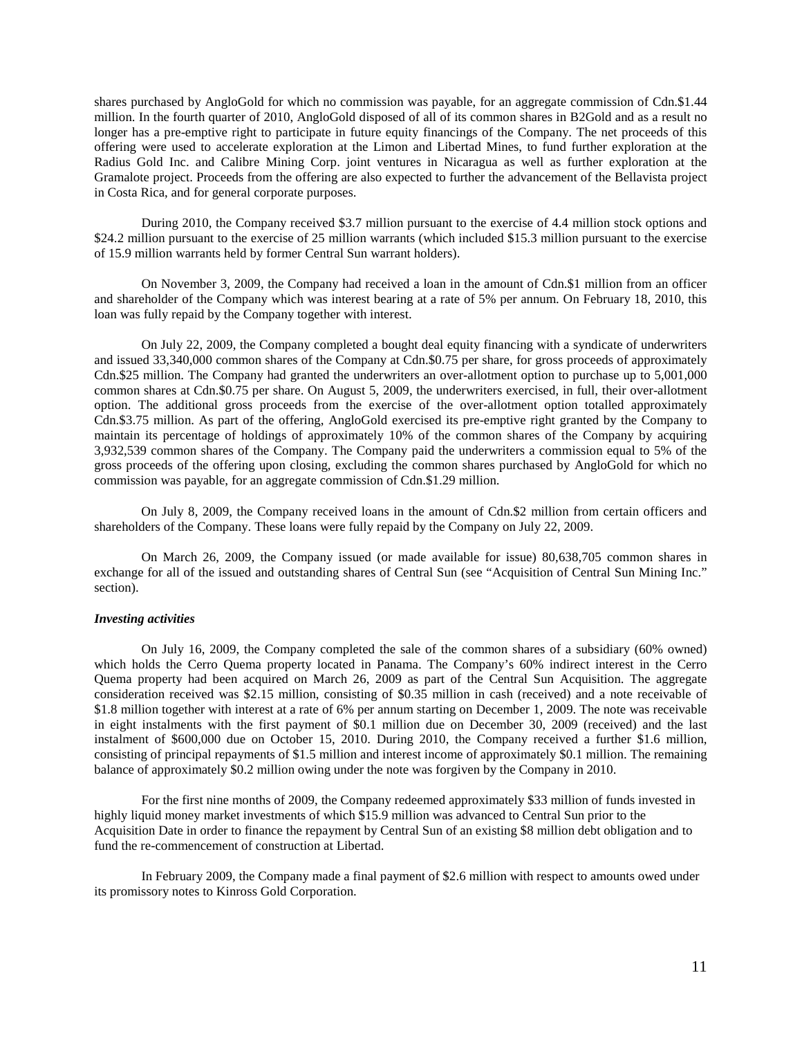shares purchased by AngloGold for which no commission was payable, for an aggregate commission of Cdn.$1.44 million. In the fourth quarter of 2010, AngloGold disposed of all of its common shares in B2Gold and as a result no longer has a pre-emptive right to participate in future equity financings of the Company. The net proceeds of this offering were used to accelerate exploration at the Limon and Libertad Mines, to fund further exploration at the Radius Gold Inc. and Calibre Mining Corp. joint ventures in Nicaragua as well as further exploration at the Gramalote project. Proceeds from the offering are also expected to further the advancement of the Bellavista project in Costa Rica, and for general corporate purposes.

During 2010, the Company received $3.7 million pursuant to the exercise of 4.4 million stock options and $24.2 million pursuant to the exercise of 25 million warrants (which included $15.3 million pursuant to the exercise of 15.9 million warrants held by former Central Sun warrant holders).

On November 3, 2009, the Company had received a loan in the amount of Cdn.$1 million from an officer and shareholder of the Company which was interest bearing at a rate of 5% per annum. On February 18, 2010, this loan was fully repaid by the Company together with interest.

On July 22, 2009, the Company completed a bought deal equity financing with a syndicate of underwriters and issued 33,340,000 common shares of the Company at Cdn.$0.75 per share, for gross proceeds of approximately Cdn.$25 million. The Company had granted the underwriters an over-allotment option to purchase up to 5,001,000 common shares at Cdn.$0.75 per share. On August 5, 2009, the underwriters exercised, in full, their over-allotment option. The additional gross proceeds from the exercise of the over-allotment option totalled approximately Cdn.$3.75 million. As part of the offering, AngloGold exercised its pre-emptive right granted by the Company to maintain its percentage of holdings of approximately 10% of the common shares of the Company by acquiring 3,932,539 common shares of the Company. The Company paid the underwriters a commission equal to 5% of the gross proceeds of the offering upon closing, excluding the common shares purchased by AngloGold for which no commission was payable, for an aggregate commission of Cdn.$1.29 million.

On July 8, 2009, the Company received loans in the amount of Cdn.$2 million from certain officers and shareholders of the Company. These loans were fully repaid by the Company on July 22, 2009.

On March 26, 2009, the Company issued (or made available for issue) 80,638,705 common shares in exchange for all of the issued and outstanding shares of Central Sun (see "Acquisition of Central Sun Mining Inc." section).

***Investing activities***

On July 16, 2009, the Company completed the sale of the common shares of a subsidiary (60% owned) which holds the Cerro Quema property located in Panama. The Company's 60% indirect interest in the Cerro Quema property had been acquired on March 26, 2009 as part of the Central Sun Acquisition. The aggregate consideration received was $2.15 million, consisting of $0.35 million in cash (received) and a note receivable of $1.8 million together with interest at a rate of 6% per annum starting on December 1, 2009. The note was receivable in eight instalments with the first payment of $0.1 million due on December 30, 2009 (received) and the last instalment of $600,000 due on October 15, 2010. During 2010, the Company received a further $1.6 million, consisting of principal repayments of $1.5 million and interest income of approximately $0.1 million. The remaining balance of approximately $0.2 million owing under the note was forgiven by the Company in 2010.

For the first nine months of 2009, the Company redeemed approximately $33 million of funds invested in highly liquid money market investments of which $15.9 million was advanced to Central Sun prior to the Acquisition Date in order to finance the repayment by Central Sun of an existing $8 million debt obligation and to fund the re-commencement of construction at Libertad.

In February 2009, the Company made a final payment of $2.6 million with respect to amounts owed under its promissory notes to Kinross Gold Corporation.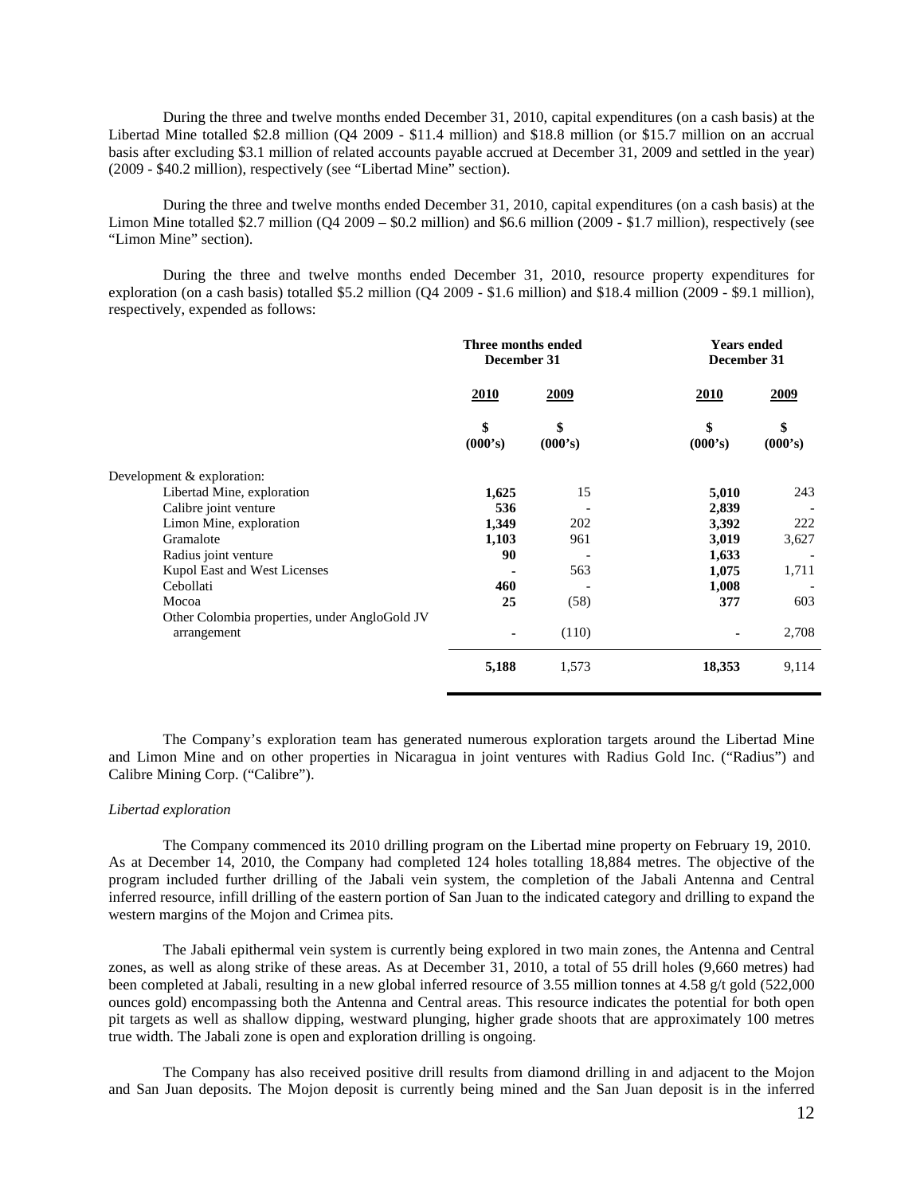During the three and twelve months ended December 31, 2010, capital expenditures (on a cash basis) at the Libertad Mine totalled $2.8 million (Q4 2009 - $11.4 million) and $18.8 million (or $15.7 million on an accrual basis after excluding $3.1 million of related accounts payable accrued at December 31, 2009 and settled in the year) (2009 - $40.2 million), respectively (see "Libertad Mine" section).

During the three and twelve months ended December 31, 2010, capital expenditures (on a cash basis) at the Limon Mine totalled $2.7 million (Q4 2009 – $0.2 million) and $6.6 million (2009 - $1.7 million), respectively (see "Limon Mine" section).

During the three and twelve months ended December 31, 2010, resource property expenditures for exploration (on a cash basis) totalled $5.2 million (Q4 2009 - $1.6 million) and $18.4 million (2009 - $9.1 million), respectively, expended as follows:

| | Three months ended December 31 | | Years ended December 31 | |
|---|---|---|---|---|
| | **2010** | **2009** | **2010** | **2009** |
| | **\$ (000's)** | **\$ (000's)** | **\$ (000's)** | **\$ (000's)** |
| Development & exploration: | | | | |
| Libertad Mine, exploration | **1,625** | 15 | **5,010** | 243 |
| Calibre joint venture | **536** | - | **2,839** | - |
| Limon Mine, exploration | **1,349** | 202 | **3,392** | 222 |
| Gramalote | **1,103** | 961 | **3,019** | 3,627 |
| Radius joint venture | **90** | - | **1,633** | - |
| Kupol East and West Licenses | **-** | 563 | **1,075** | 1,711 |
| Cebollati | **460** | - | **1,008** | - |
| Mocoa | **25** | (58) | **377** | 603 |
| Other Colombia properties, under AngloGold JV arrangement | **-** | (110) | **-** | 2,708 |
| | **5,188** | 1,573 | **18,353** | 9,114 |

The Company's exploration team has generated numerous exploration targets around the Libertad Mine and Limon Mine and on other properties in Nicaragua in joint ventures with Radius Gold Inc. ("Radius") and Calibre Mining Corp. ("Calibre").

*Libertad exploration*

The Company commenced its 2010 drilling program on the Libertad mine property on February 19, 2010. As at December 14, 2010, the Company had completed 124 holes totalling 18,884 metres. The objective of the program included further drilling of the Jabali vein system, the completion of the Jabali Antenna and Central inferred resource, infill drilling of the eastern portion of San Juan to the indicated category and drilling to expand the western margins of the Mojon and Crimea pits.

The Jabali epithermal vein system is currently being explored in two main zones, the Antenna and Central zones, as well as along strike of these areas. As at December 31, 2010, a total of 55 drill holes (9,660 metres) had been completed at Jabali, resulting in a new global inferred resource of 3.55 million tonnes at 4.58 g/t gold (522,000 ounces gold) encompassing both the Antenna and Central areas. This resource indicates the potential for both open pit targets as well as shallow dipping, westward plunging, higher grade shoots that are approximately 100 metres true width. The Jabali zone is open and exploration drilling is ongoing.

The Company has also received positive drill results from diamond drilling in and adjacent to the Mojon and San Juan deposits. The Mojon deposit is currently being mined and the San Juan deposit is in the inferred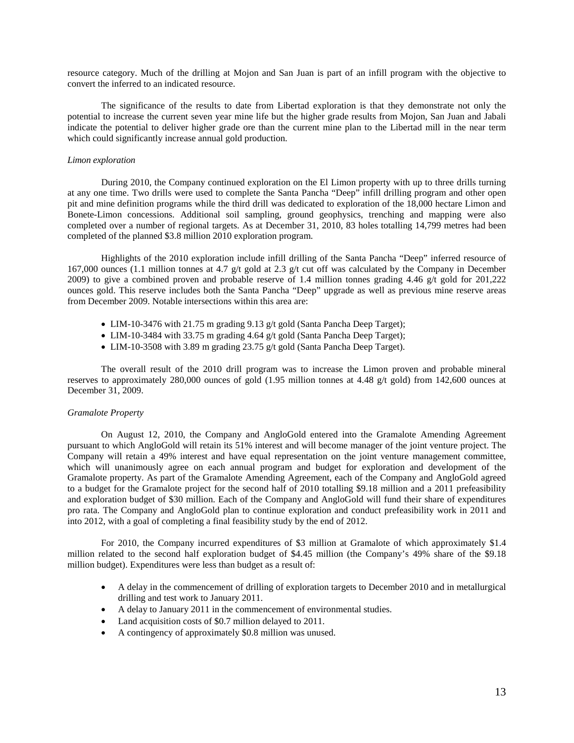resource category. Much of the drilling at Mojon and San Juan is part of an infill program with the objective to convert the inferred to an indicated resource.

The significance of the results to date from Libertad exploration is that they demonstrate not only the potential to increase the current seven year mine life but the higher grade results from Mojon, San Juan and Jabali indicate the potential to deliver higher grade ore than the current mine plan to the Libertad mill in the near term which could significantly increase annual gold production.

*Limon exploration*

During 2010, the Company continued exploration on the El Limon property with up to three drills turning at any one time. Two drills were used to complete the Santa Pancha "Deep" infill drilling program and other open pit and mine definition programs while the third drill was dedicated to exploration of the 18,000 hectare Limon and Bonete-Limon concessions. Additional soil sampling, ground geophysics, trenching and mapping were also completed over a number of regional targets. As at December 31, 2010, 83 holes totalling 14,799 metres had been completed of the planned $3.8 million 2010 exploration program.

Highlights of the 2010 exploration include infill drilling of the Santa Pancha "Deep" inferred resource of 167,000 ounces (1.1 million tonnes at 4.7 g/t gold at 2.3 g/t cut off was calculated by the Company in December 2009) to give a combined proven and probable reserve of 1.4 million tonnes grading 4.46 g/t gold for 201,222 ounces gold. This reserve includes both the Santa Pancha "Deep" upgrade as well as previous mine reserve areas from December 2009. Notable intersections within this area are:

- LIM-10-3476 with 21.75 m grading 9.13 g/t gold (Santa Pancha Deep Target);
- LIM-10-3484 with 33.75 m grading 4.64 g/t gold (Santa Pancha Deep Target);
- LIM-10-3508 with 3.89 m grading 23.75 g/t gold (Santa Pancha Deep Target).

The overall result of the 2010 drill program was to increase the Limon proven and probable mineral reserves to approximately 280,000 ounces of gold (1.95 million tonnes at 4.48 g/t gold) from 142,600 ounces at December 31, 2009.

*Gramalote Property*

On August 12, 2010, the Company and AngloGold entered into the Gramalote Amending Agreement pursuant to which AngloGold will retain its 51% interest and will become manager of the joint venture project. The Company will retain a 49% interest and have equal representation on the joint venture management committee, which will unanimously agree on each annual program and budget for exploration and development of the Gramalote property. As part of the Gramalote Amending Agreement, each of the Company and AngloGold agreed to a budget for the Gramalote project for the second half of 2010 totalling $9.18 million and a 2011 prefeasibility and exploration budget of $30 million. Each of the Company and AngloGold will fund their share of expenditures pro rata. The Company and AngloGold plan to continue exploration and conduct prefeasibility work in 2011 and into 2012, with a goal of completing a final feasibility study by the end of 2012.

For 2010, the Company incurred expenditures of $3 million at Gramalote of which approximately $1.4 million related to the second half exploration budget of $4.45 million (the Company's 49% share of the $9.18 million budget). Expenditures were less than budget as a result of:

- A delay in the commencement of drilling of exploration targets to December 2010 and in metallurgical drilling and test work to January 2011.
- A delay to January 2011 in the commencement of environmental studies.
- Land acquisition costs of $0.7 million delayed to 2011.
- A contingency of approximately $0.8 million was unused.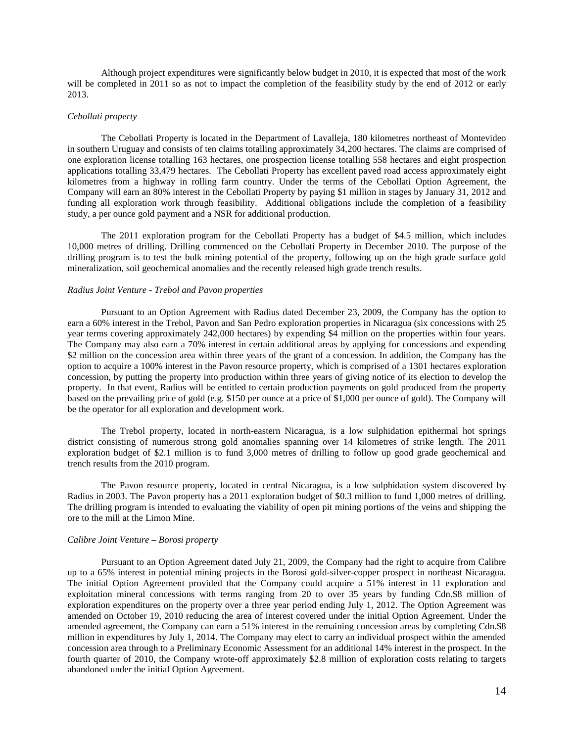Although project expenditures were significantly below budget in 2010, it is expected that most of the work will be completed in 2011 so as not to impact the completion of the feasibility study by the end of 2012 or early 2013.

*Cebollati property*

The Cebollati Property is located in the Department of Lavalleja, 180 kilometres northeast of Montevideo in southern Uruguay and consists of ten claims totalling approximately 34,200 hectares. The claims are comprised of one exploration license totalling 163 hectares, one prospection license totalling 558 hectares and eight prospection applications totalling 33,479 hectares. The Cebollati Property has excellent paved road access approximately eight kilometres from a highway in rolling farm country. Under the terms of the Cebollati Option Agreement, the Company will earn an 80% interest in the Cebollati Property by paying $1 million in stages by January 31, 2012 and funding all exploration work through feasibility. Additional obligations include the completion of a feasibility study, a per ounce gold payment and a NSR for additional production.

The 2011 exploration program for the Cebollati Property has a budget of $4.5 million, which includes 10,000 metres of drilling. Drilling commenced on the Cebollati Property in December 2010. The purpose of the drilling program is to test the bulk mining potential of the property, following up on the high grade surface gold mineralization, soil geochemical anomalies and the recently released high grade trench results.

*Radius Joint Venture - Trebol and Pavon properties*

Pursuant to an Option Agreement with Radius dated December 23, 2009, the Company has the option to earn a 60% interest in the Trebol, Pavon and San Pedro exploration properties in Nicaragua (six concessions with 25 year terms covering approximately 242,000 hectares) by expending $4 million on the properties within four years. The Company may also earn a 70% interest in certain additional areas by applying for concessions and expending $2 million on the concession area within three years of the grant of a concession. In addition, the Company has the option to acquire a 100% interest in the Pavon resource property, which is comprised of a 1301 hectares exploration concession, by putting the property into production within three years of giving notice of its election to develop the property. In that event, Radius will be entitled to certain production payments on gold produced from the property based on the prevailing price of gold (e.g. $150 per ounce at a price of $1,000 per ounce of gold). The Company will be the operator for all exploration and development work.

The Trebol property, located in north-eastern Nicaragua, is a low sulphidation epithermal hot springs district consisting of numerous strong gold anomalies spanning over 14 kilometres of strike length. The 2011 exploration budget of $2.1 million is to fund 3,000 metres of drilling to follow up good grade geochemical and trench results from the 2010 program.

The Pavon resource property, located in central Nicaragua, is a low sulphidation system discovered by Radius in 2003. The Pavon property has a 2011 exploration budget of $0.3 million to fund 1,000 metres of drilling. The drilling program is intended to evaluating the viability of open pit mining portions of the veins and shipping the ore to the mill at the Limon Mine.

*Calibre Joint Venture – Borosi property*

Pursuant to an Option Agreement dated July 21, 2009, the Company had the right to acquire from Calibre up to a 65% interest in potential mining projects in the Borosi gold-silver-copper prospect in northeast Nicaragua. The initial Option Agreement provided that the Company could acquire a 51% interest in 11 exploration and exploitation mineral concessions with terms ranging from 20 to over 35 years by funding Cdn.$8 million of exploration expenditures on the property over a three year period ending July 1, 2012. The Option Agreement was amended on October 19, 2010 reducing the area of interest covered under the initial Option Agreement. Under the amended agreement, the Company can earn a 51% interest in the remaining concession areas by completing Cdn.$8 million in expenditures by July 1, 2014. The Company may elect to carry an individual prospect within the amended concession area through to a Preliminary Economic Assessment for an additional 14% interest in the prospect. In the fourth quarter of 2010, the Company wrote-off approximately $2.8 million of exploration costs relating to targets abandoned under the initial Option Agreement.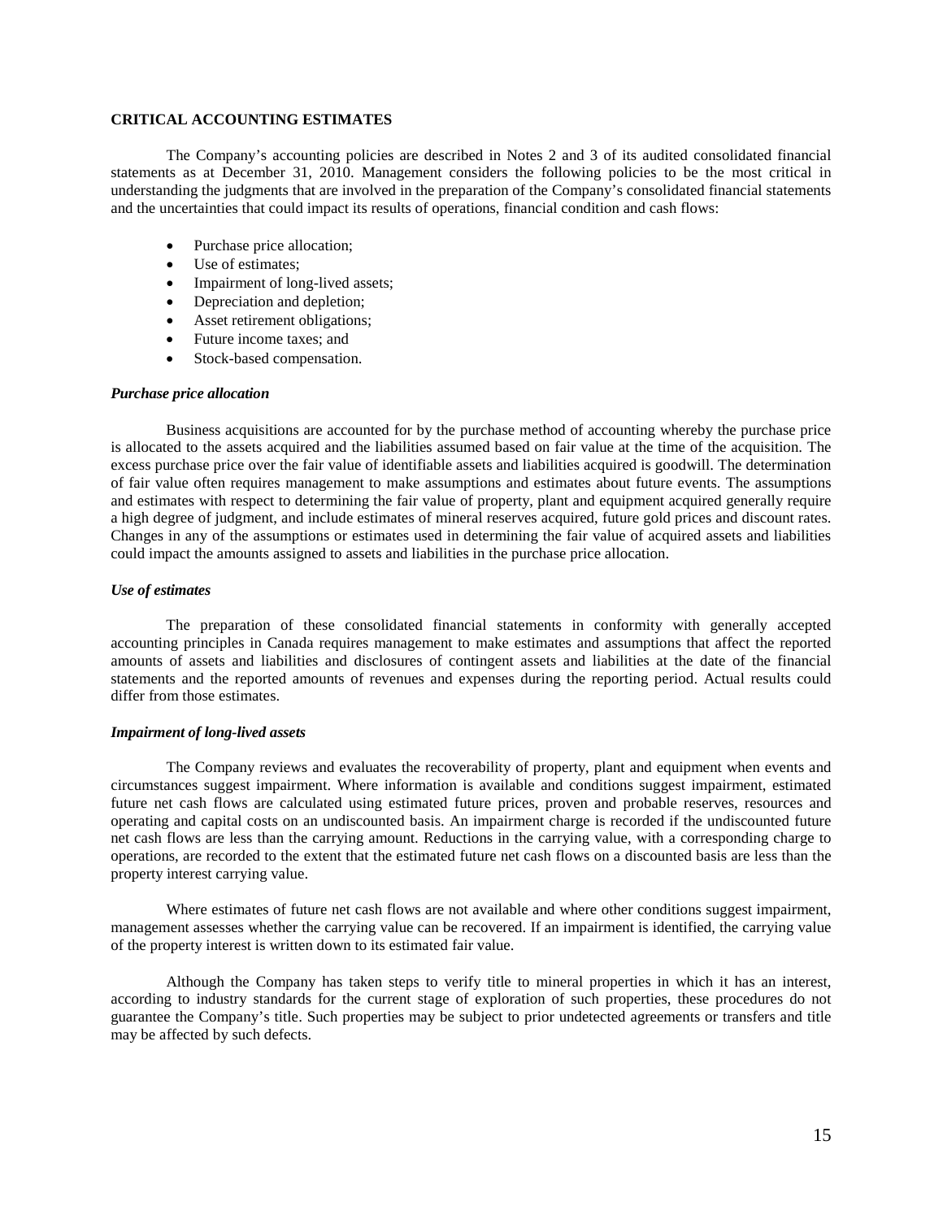## CRITICAL ACCOUNTING ESTIMATES

The Company's accounting policies are described in Notes 2 and 3 of its audited consolidated financial statements as at December 31, 2010. Management considers the following policies to be the most critical in understanding the judgments that are involved in the preparation of the Company's consolidated financial statements and the uncertainties that could impact its results of operations, financial condition and cash flows:

- Purchase price allocation;
- Use of estimates;
- Impairment of long-lived assets;
- Depreciation and depletion;
- Asset retirement obligations;
- Future income taxes; and
- Stock-based compensation.

### *Purchase price allocation*

Business acquisitions are accounted for by the purchase method of accounting whereby the purchase price is allocated to the assets acquired and the liabilities assumed based on fair value at the time of the acquisition. The excess purchase price over the fair value of identifiable assets and liabilities acquired is goodwill. The determination of fair value often requires management to make assumptions and estimates about future events. The assumptions and estimates with respect to determining the fair value of property, plant and equipment acquired generally require a high degree of judgment, and include estimates of mineral reserves acquired, future gold prices and discount rates. Changes in any of the assumptions or estimates used in determining the fair value of acquired assets and liabilities could impact the amounts assigned to assets and liabilities in the purchase price allocation.

### *Use of estimates*

The preparation of these consolidated financial statements in conformity with generally accepted accounting principles in Canada requires management to make estimates and assumptions that affect the reported amounts of assets and liabilities and disclosures of contingent assets and liabilities at the date of the financial statements and the reported amounts of revenues and expenses during the reporting period. Actual results could differ from those estimates.

### *Impairment of long-lived assets*

The Company reviews and evaluates the recoverability of property, plant and equipment when events and circumstances suggest impairment. Where information is available and conditions suggest impairment, estimated future net cash flows are calculated using estimated future prices, proven and probable reserves, resources and operating and capital costs on an undiscounted basis. An impairment charge is recorded if the undiscounted future net cash flows are less than the carrying amount. Reductions in the carrying value, with a corresponding charge to operations, are recorded to the extent that the estimated future net cash flows on a discounted basis are less than the property interest carrying value.

Where estimates of future net cash flows are not available and where other conditions suggest impairment, management assesses whether the carrying value can be recovered. If an impairment is identified, the carrying value of the property interest is written down to its estimated fair value.

Although the Company has taken steps to verify title to mineral properties in which it has an interest, according to industry standards for the current stage of exploration of such properties, these procedures do not guarantee the Company's title. Such properties may be subject to prior undetected agreements or transfers and title may be affected by such defects.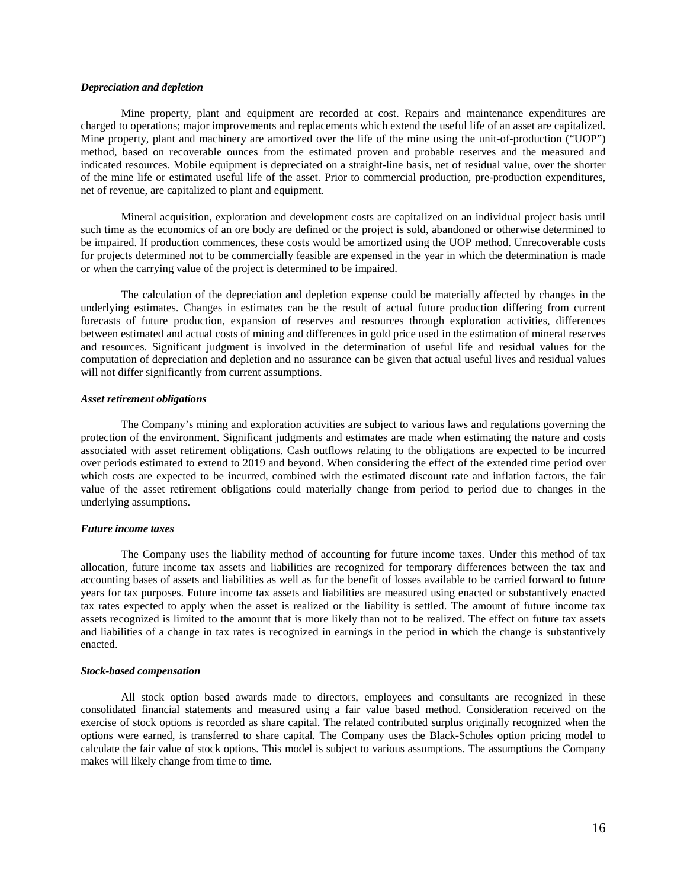***Depreciation and depletion***

Mine property, plant and equipment are recorded at cost. Repairs and maintenance expenditures are charged to operations; major improvements and replacements which extend the useful life of an asset are capitalized. Mine property, plant and machinery are amortized over the life of the mine using the unit-of-production ("UOP") method, based on recoverable ounces from the estimated proven and probable reserves and the measured and indicated resources. Mobile equipment is depreciated on a straight-line basis, net of residual value, over the shorter of the mine life or estimated useful life of the asset. Prior to commercial production, pre-production expenditures, net of revenue, are capitalized to plant and equipment.

Mineral acquisition, exploration and development costs are capitalized on an individual project basis until such time as the economics of an ore body are defined or the project is sold, abandoned or otherwise determined to be impaired. If production commences, these costs would be amortized using the UOP method. Unrecoverable costs for projects determined not to be commercially feasible are expensed in the year in which the determination is made or when the carrying value of the project is determined to be impaired.

The calculation of the depreciation and depletion expense could be materially affected by changes in the underlying estimates. Changes in estimates can be the result of actual future production differing from current forecasts of future production, expansion of reserves and resources through exploration activities, differences between estimated and actual costs of mining and differences in gold price used in the estimation of mineral reserves and resources. Significant judgment is involved in the determination of useful life and residual values for the computation of depreciation and depletion and no assurance can be given that actual useful lives and residual values will not differ significantly from current assumptions.

***Asset retirement obligations***

The Company's mining and exploration activities are subject to various laws and regulations governing the protection of the environment. Significant judgments and estimates are made when estimating the nature and costs associated with asset retirement obligations. Cash outflows relating to the obligations are expected to be incurred over periods estimated to extend to 2019 and beyond. When considering the effect of the extended time period over which costs are expected to be incurred, combined with the estimated discount rate and inflation factors, the fair value of the asset retirement obligations could materially change from period to period due to changes in the underlying assumptions.

***Future income taxes***

The Company uses the liability method of accounting for future income taxes. Under this method of tax allocation, future income tax assets and liabilities are recognized for temporary differences between the tax and accounting bases of assets and liabilities as well as for the benefit of losses available to be carried forward to future years for tax purposes. Future income tax assets and liabilities are measured using enacted or substantively enacted tax rates expected to apply when the asset is realized or the liability is settled. The amount of future income tax assets recognized is limited to the amount that is more likely than not to be realized. The effect on future tax assets and liabilities of a change in tax rates is recognized in earnings in the period in which the change is substantively enacted.

***Stock-based compensation***

All stock option based awards made to directors, employees and consultants are recognized in these consolidated financial statements and measured using a fair value based method. Consideration received on the exercise of stock options is recorded as share capital. The related contributed surplus originally recognized when the options were earned, is transferred to share capital. The Company uses the Black-Scholes option pricing model to calculate the fair value of stock options. This model is subject to various assumptions. The assumptions the Company makes will likely change from time to time.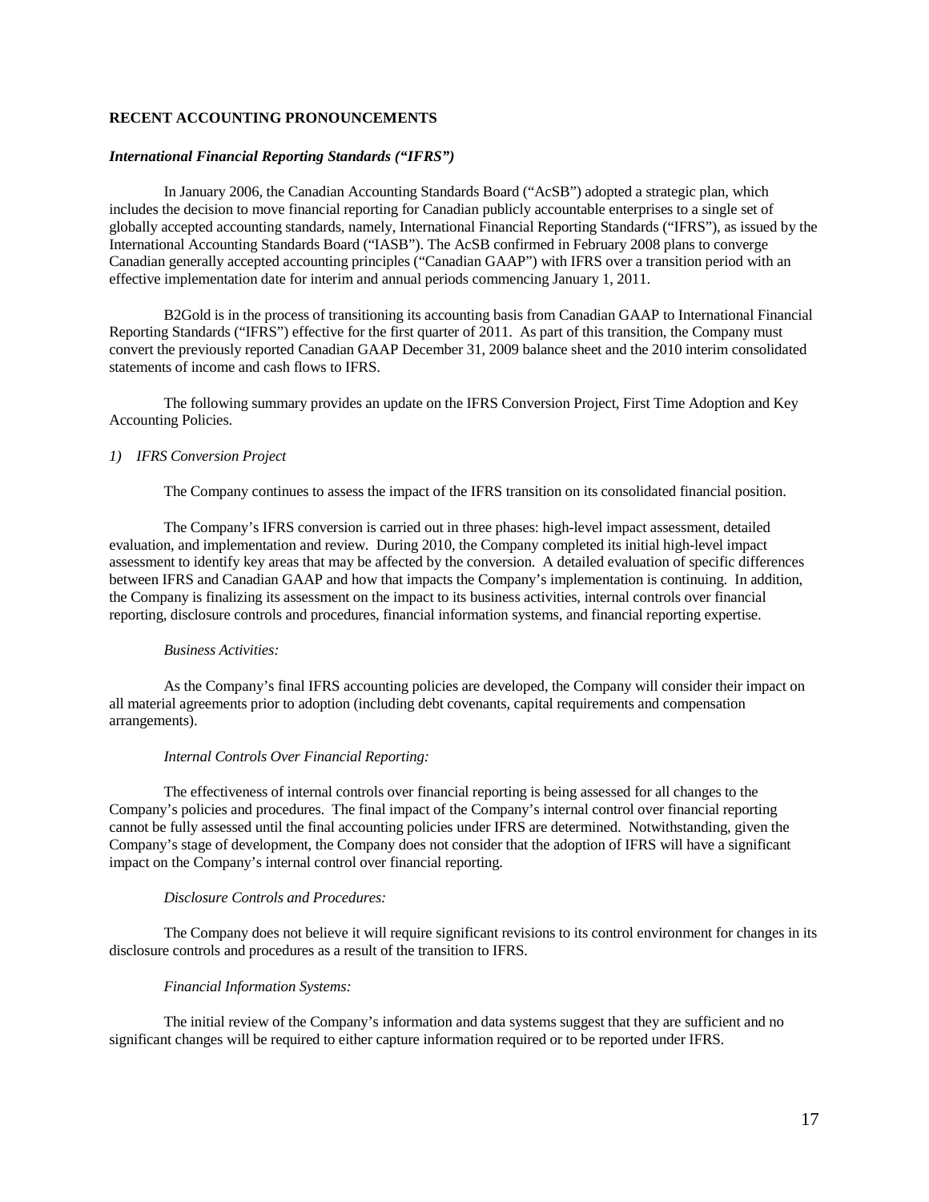## RECENT ACCOUNTING PRONOUNCEMENTS

### *International Financial Reporting Standards ("IFRS")*

In January 2006, the Canadian Accounting Standards Board ("AcSB") adopted a strategic plan, which includes the decision to move financial reporting for Canadian publicly accountable enterprises to a single set of globally accepted accounting standards, namely, International Financial Reporting Standards ("IFRS"), as issued by the International Accounting Standards Board ("IASB"). The AcSB confirmed in February 2008 plans to converge Canadian generally accepted accounting principles ("Canadian GAAP") with IFRS over a transition period with an effective implementation date for interim and annual periods commencing January 1, 2011.

B2Gold is in the process of transitioning its accounting basis from Canadian GAAP to International Financial Reporting Standards ("IFRS") effective for the first quarter of 2011. As part of this transition, the Company must convert the previously reported Canadian GAAP December 31, 2009 balance sheet and the 2010 interim consolidated statements of income and cash flows to IFRS.

The following summary provides an update on the IFRS Conversion Project, First Time Adoption and Key Accounting Policies.

*1) IFRS Conversion Project*

The Company continues to assess the impact of the IFRS transition on its consolidated financial position.

The Company's IFRS conversion is carried out in three phases: high-level impact assessment, detailed evaluation, and implementation and review. During 2010, the Company completed its initial high-level impact assessment to identify key areas that may be affected by the conversion. A detailed evaluation of specific differences between IFRS and Canadian GAAP and how that impacts the Company's implementation is continuing. In addition, the Company is finalizing its assessment on the impact to its business activities, internal controls over financial reporting, disclosure controls and procedures, financial information systems, and financial reporting expertise.

*Business Activities:*

As the Company's final IFRS accounting policies are developed, the Company will consider their impact on all material agreements prior to adoption (including debt covenants, capital requirements and compensation arrangements).

*Internal Controls Over Financial Reporting:*

The effectiveness of internal controls over financial reporting is being assessed for all changes to the Company's policies and procedures. The final impact of the Company's internal control over financial reporting cannot be fully assessed until the final accounting policies under IFRS are determined. Notwithstanding, given the Company's stage of development, the Company does not consider that the adoption of IFRS will have a significant impact on the Company's internal control over financial reporting.

*Disclosure Controls and Procedures:*

The Company does not believe it will require significant revisions to its control environment for changes in its disclosure controls and procedures as a result of the transition to IFRS.

*Financial Information Systems:*

The initial review of the Company's information and data systems suggest that they are sufficient and no significant changes will be required to either capture information required or to be reported under IFRS.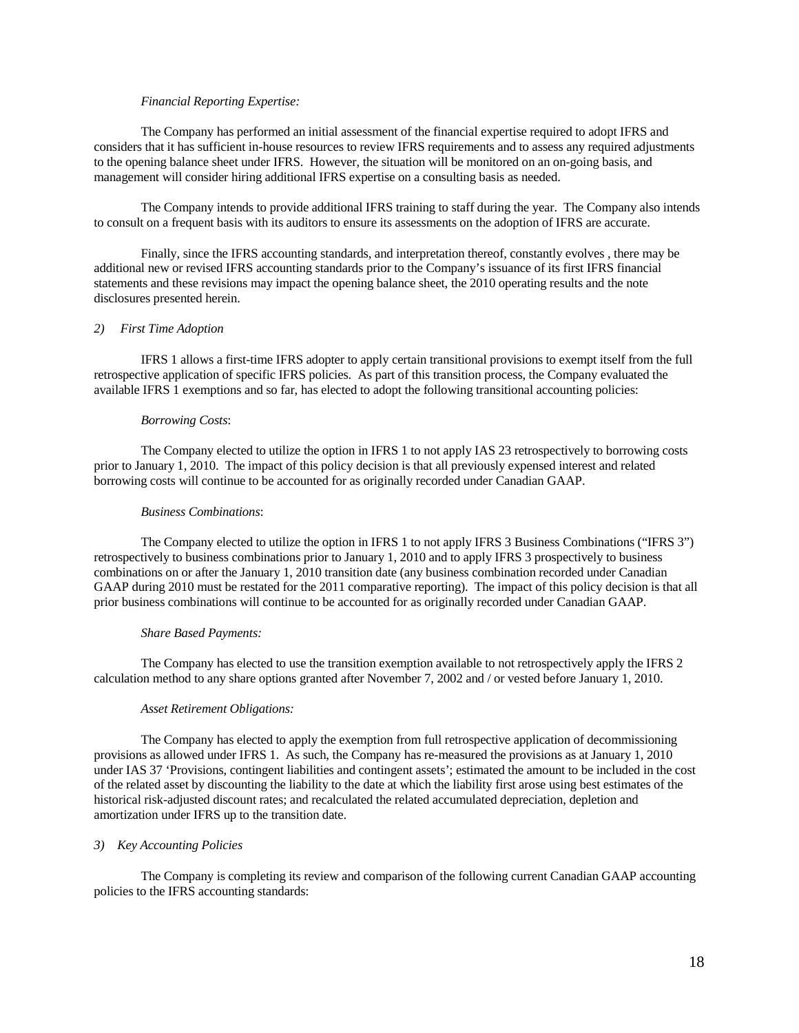*Financial Reporting Expertise:*

The Company has performed an initial assessment of the financial expertise required to adopt IFRS and considers that it has sufficient in-house resources to review IFRS requirements and to assess any required adjustments to the opening balance sheet under IFRS. However, the situation will be monitored on an on-going basis, and management will consider hiring additional IFRS expertise on a consulting basis as needed.

The Company intends to provide additional IFRS training to staff during the year. The Company also intends to consult on a frequent basis with its auditors to ensure its assessments on the adoption of IFRS are accurate.

Finally, since the IFRS accounting standards, and interpretation thereof, constantly evolves , there may be additional new or revised IFRS accounting standards prior to the Company's issuance of its first IFRS financial statements and these revisions may impact the opening balance sheet, the 2010 operating results and the note disclosures presented herein.

*2) First Time Adoption*

IFRS 1 allows a first-time IFRS adopter to apply certain transitional provisions to exempt itself from the full retrospective application of specific IFRS policies. As part of this transition process, the Company evaluated the available IFRS 1 exemptions and so far, has elected to adopt the following transitional accounting policies:

*Borrowing Costs*:

The Company elected to utilize the option in IFRS 1 to not apply IAS 23 retrospectively to borrowing costs prior to January 1, 2010. The impact of this policy decision is that all previously expensed interest and related borrowing costs will continue to be accounted for as originally recorded under Canadian GAAP.

*Business Combinations*:

The Company elected to utilize the option in IFRS 1 to not apply IFRS 3 Business Combinations ("IFRS 3") retrospectively to business combinations prior to January 1, 2010 and to apply IFRS 3 prospectively to business combinations on or after the January 1, 2010 transition date (any business combination recorded under Canadian GAAP during 2010 must be restated for the 2011 comparative reporting). The impact of this policy decision is that all prior business combinations will continue to be accounted for as originally recorded under Canadian GAAP.

*Share Based Payments:*

The Company has elected to use the transition exemption available to not retrospectively apply the IFRS 2 calculation method to any share options granted after November 7, 2002 and / or vested before January 1, 2010.

*Asset Retirement Obligations:*

The Company has elected to apply the exemption from full retrospective application of decommissioning provisions as allowed under IFRS 1. As such, the Company has re-measured the provisions as at January 1, 2010 under IAS 37 'Provisions, contingent liabilities and contingent assets'; estimated the amount to be included in the cost of the related asset by discounting the liability to the date at which the liability first arose using best estimates of the historical risk-adjusted discount rates; and recalculated the related accumulated depreciation, depletion and amortization under IFRS up to the transition date.

*3) Key Accounting Policies*

The Company is completing its review and comparison of the following current Canadian GAAP accounting policies to the IFRS accounting standards: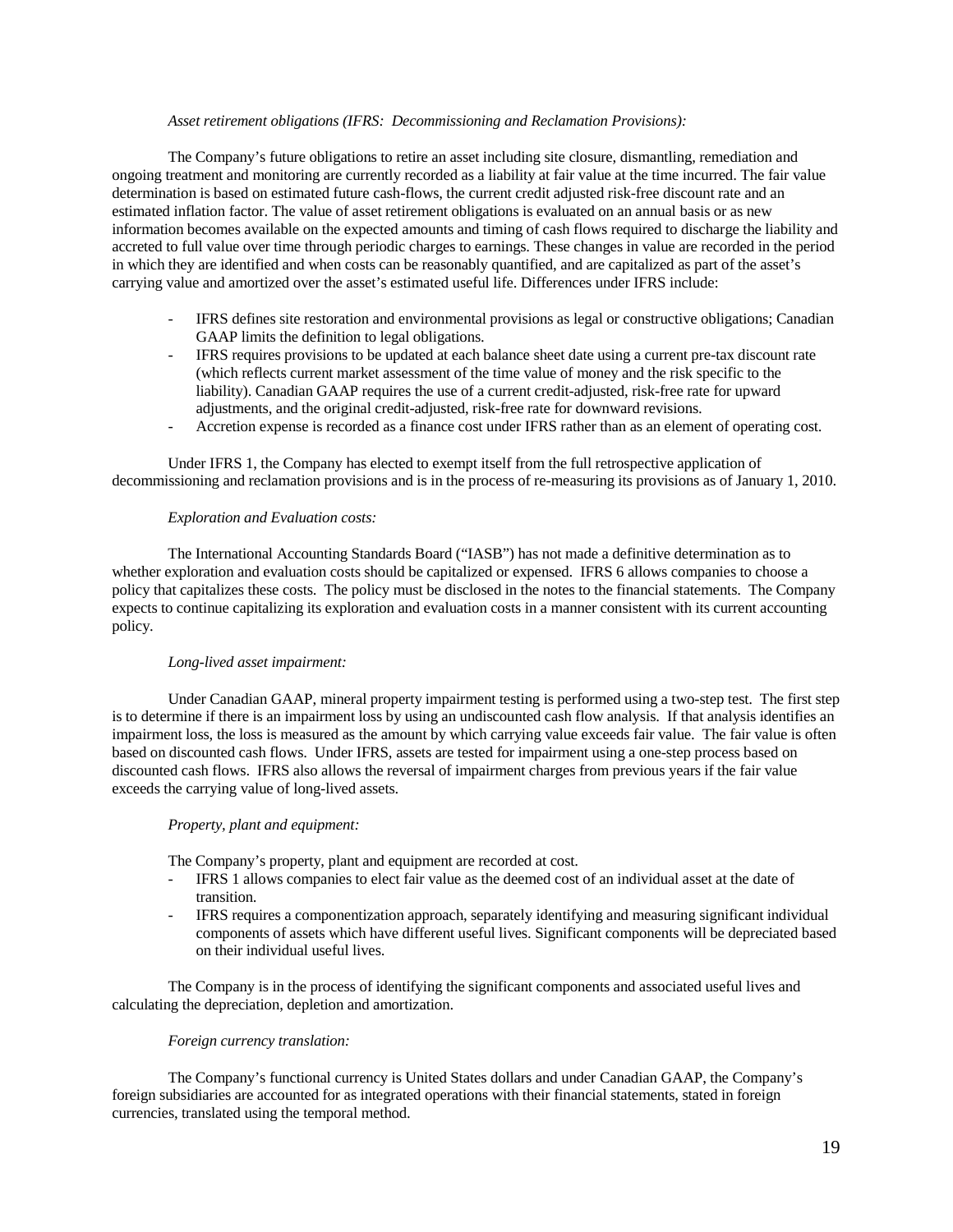*Asset retirement obligations (IFRS: Decommissioning and Reclamation Provisions):*

The Company's future obligations to retire an asset including site closure, dismantling, remediation and ongoing treatment and monitoring are currently recorded as a liability at fair value at the time incurred. The fair value determination is based on estimated future cash-flows, the current credit adjusted risk-free discount rate and an estimated inflation factor. The value of asset retirement obligations is evaluated on an annual basis or as new information becomes available on the expected amounts and timing of cash flows required to discharge the liability and accreted to full value over time through periodic charges to earnings. These changes in value are recorded in the period in which they are identified and when costs can be reasonably quantified, and are capitalized as part of the asset's carrying value and amortized over the asset's estimated useful life. Differences under IFRS include:

- IFRS defines site restoration and environmental provisions as legal or constructive obligations; Canadian GAAP limits the definition to legal obligations.
- IFRS requires provisions to be updated at each balance sheet date using a current pre-tax discount rate (which reflects current market assessment of the time value of money and the risk specific to the liability). Canadian GAAP requires the use of a current credit-adjusted, risk-free rate for upward adjustments, and the original credit-adjusted, risk-free rate for downward revisions.
- Accretion expense is recorded as a finance cost under IFRS rather than as an element of operating cost.

Under IFRS 1, the Company has elected to exempt itself from the full retrospective application of decommissioning and reclamation provisions and is in the process of re-measuring its provisions as of January 1, 2010.

*Exploration and Evaluation costs:*

The International Accounting Standards Board ("IASB") has not made a definitive determination as to whether exploration and evaluation costs should be capitalized or expensed. IFRS 6 allows companies to choose a policy that capitalizes these costs. The policy must be disclosed in the notes to the financial statements. The Company expects to continue capitalizing its exploration and evaluation costs in a manner consistent with its current accounting policy.

*Long-lived asset impairment:*

Under Canadian GAAP, mineral property impairment testing is performed using a two-step test. The first step is to determine if there is an impairment loss by using an undiscounted cash flow analysis. If that analysis identifies an impairment loss, the loss is measured as the amount by which carrying value exceeds fair value. The fair value is often based on discounted cash flows. Under IFRS, assets are tested for impairment using a one-step process based on discounted cash flows. IFRS also allows the reversal of impairment charges from previous years if the fair value exceeds the carrying value of long-lived assets.

*Property, plant and equipment:*

The Company's property, plant and equipment are recorded at cost.

- IFRS 1 allows companies to elect fair value as the deemed cost of an individual asset at the date of transition.
- IFRS requires a componentization approach, separately identifying and measuring significant individual components of assets which have different useful lives. Significant components will be depreciated based on their individual useful lives.

The Company is in the process of identifying the significant components and associated useful lives and calculating the depreciation, depletion and amortization.

*Foreign currency translation:*

The Company's functional currency is United States dollars and under Canadian GAAP, the Company's foreign subsidiaries are accounted for as integrated operations with their financial statements, stated in foreign currencies, translated using the temporal method.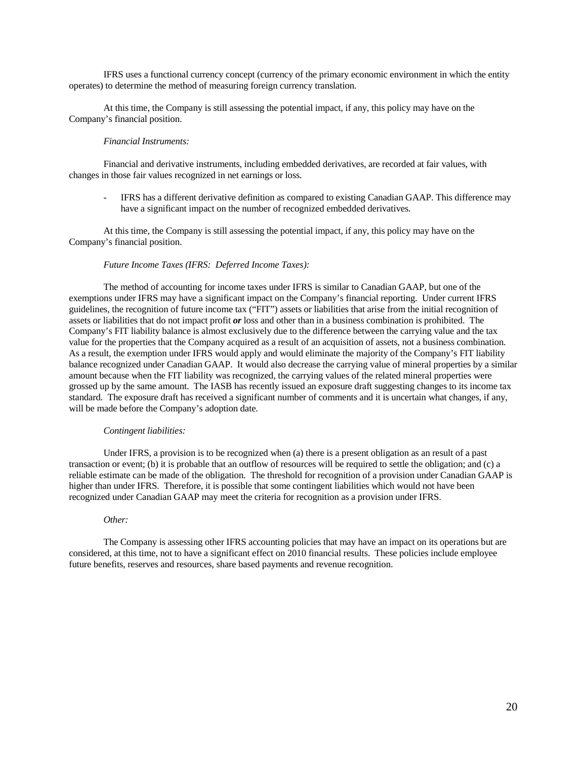IFRS uses a functional currency concept (currency of the primary economic environment in which the entity operates) to determine the method of measuring foreign currency translation.

At this time, the Company is still assessing the potential impact, if any, this policy may have on the Company's financial position.

*Financial Instruments:*

Financial and derivative instruments, including embedded derivatives, are recorded at fair values, with changes in those fair values recognized in net earnings or loss.

- IFRS has a different derivative definition as compared to existing Canadian GAAP. This difference may have a significant impact on the number of recognized embedded derivatives.

At this time, the Company is still assessing the potential impact, if any, this policy may have on the Company's financial position.

*Future Income Taxes (IFRS: Deferred Income Taxes):*

The method of accounting for income taxes under IFRS is similar to Canadian GAAP, but one of the exemptions under IFRS may have a significant impact on the Company's financial reporting. Under current IFRS guidelines, the recognition of future income tax ("FIT") assets or liabilities that arise from the initial recognition of assets or liabilities that do not impact profit ***or*** loss and other than in a business combination is prohibited. The Company's FIT liability balance is almost exclusively due to the difference between the carrying value and the tax value for the properties that the Company acquired as a result of an acquisition of assets, not a business combination. As a result, the exemption under IFRS would apply and would eliminate the majority of the Company's FIT liability balance recognized under Canadian GAAP. It would also decrease the carrying value of mineral properties by a similar amount because when the FIT liability was recognized, the carrying values of the related mineral properties were grossed up by the same amount. The IASB has recently issued an exposure draft suggesting changes to its income tax standard. The exposure draft has received a significant number of comments and it is uncertain what changes, if any, will be made before the Company's adoption date.

*Contingent liabilities:*

Under IFRS, a provision is to be recognized when (a) there is a present obligation as a result of a past transaction or event; (b) it is probable that an outflow of resources will be required to settle the obligation; and (c) a reliable estimate can be made of the obligation. The threshold for recognition of a provision under Canadian GAAP is higher than under IFRS. Therefore, it is possible that some contingent liabilities which would not have been recognized under Canadian GAAP may meet the criteria for recognition as a provision under IFRS.

*Other:*

The Company is assessing other IFRS accounting policies that may have an impact on its operations but are considered, at this time, not to have a significant effect on 2010 financial results. These policies include employee future benefits, reserves and resources, share based payments and revenue recognition.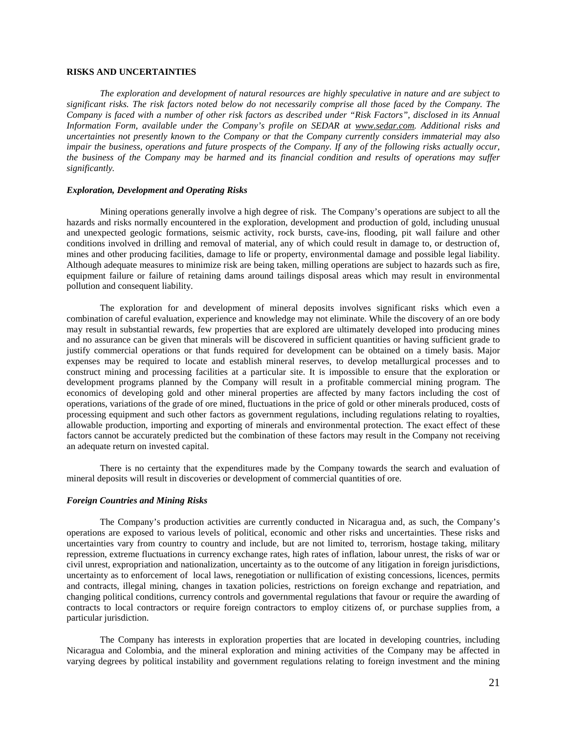**RISKS AND UNCERTAINTIES**

*The exploration and development of natural resources are highly speculative in nature and are subject to significant risks. The risk factors noted below do not necessarily comprise all those faced by the Company. The Company is faced with a number of other risk factors as described under "Risk Factors", disclosed in its Annual Information Form, available under the Company's profile on SEDAR at www.sedar.com. Additional risks and uncertainties not presently known to the Company or that the Company currently considers immaterial may also impair the business, operations and future prospects of the Company. If any of the following risks actually occur, the business of the Company may be harmed and its financial condition and results of operations may suffer significantly.*

***Exploration, Development and Operating Risks***

Mining operations generally involve a high degree of risk. The Company's operations are subject to all the hazards and risks normally encountered in the exploration, development and production of gold, including unusual and unexpected geologic formations, seismic activity, rock bursts, cave-ins, flooding, pit wall failure and other conditions involved in drilling and removal of material, any of which could result in damage to, or destruction of, mines and other producing facilities, damage to life or property, environmental damage and possible legal liability. Although adequate measures to minimize risk are being taken, milling operations are subject to hazards such as fire, equipment failure or failure of retaining dams around tailings disposal areas which may result in environmental pollution and consequent liability.

The exploration for and development of mineral deposits involves significant risks which even a combination of careful evaluation, experience and knowledge may not eliminate. While the discovery of an ore body may result in substantial rewards, few properties that are explored are ultimately developed into producing mines and no assurance can be given that minerals will be discovered in sufficient quantities or having sufficient grade to justify commercial operations or that funds required for development can be obtained on a timely basis. Major expenses may be required to locate and establish mineral reserves, to develop metallurgical processes and to construct mining and processing facilities at a particular site. It is impossible to ensure that the exploration or development programs planned by the Company will result in a profitable commercial mining program. The economics of developing gold and other mineral properties are affected by many factors including the cost of operations, variations of the grade of ore mined, fluctuations in the price of gold or other minerals produced, costs of processing equipment and such other factors as government regulations, including regulations relating to royalties, allowable production, importing and exporting of minerals and environmental protection. The exact effect of these factors cannot be accurately predicted but the combination of these factors may result in the Company not receiving an adequate return on invested capital.

There is no certainty that the expenditures made by the Company towards the search and evaluation of mineral deposits will result in discoveries or development of commercial quantities of ore.

***Foreign Countries and Mining Risks***

The Company's production activities are currently conducted in Nicaragua and, as such, the Company's operations are exposed to various levels of political, economic and other risks and uncertainties. These risks and uncertainties vary from country to country and include, but are not limited to, terrorism, hostage taking, military repression, extreme fluctuations in currency exchange rates, high rates of inflation, labour unrest, the risks of war or civil unrest, expropriation and nationalization, uncertainty as to the outcome of any litigation in foreign jurisdictions, uncertainty as to enforcement of local laws, renegotiation or nullification of existing concessions, licences, permits and contracts, illegal mining, changes in taxation policies, restrictions on foreign exchange and repatriation, and changing political conditions, currency controls and governmental regulations that favour or require the awarding of contracts to local contractors or require foreign contractors to employ citizens of, or purchase supplies from, a particular jurisdiction.

The Company has interests in exploration properties that are located in developing countries, including Nicaragua and Colombia, and the mineral exploration and mining activities of the Company may be affected in varying degrees by political instability and government regulations relating to foreign investment and the mining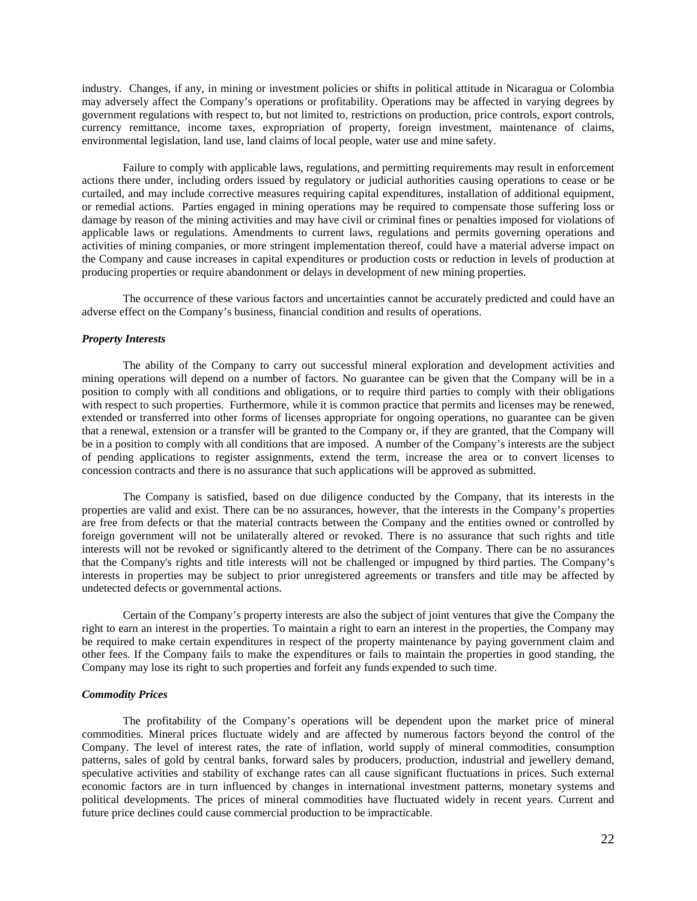industry. Changes, if any, in mining or investment policies or shifts in political attitude in Nicaragua or Colombia may adversely affect the Company's operations or profitability. Operations may be affected in varying degrees by government regulations with respect to, but not limited to, restrictions on production, price controls, export controls, currency remittance, income taxes, expropriation of property, foreign investment, maintenance of claims, environmental legislation, land use, land claims of local people, water use and mine safety.

Failure to comply with applicable laws, regulations, and permitting requirements may result in enforcement actions there under, including orders issued by regulatory or judicial authorities causing operations to cease or be curtailed, and may include corrective measures requiring capital expenditures, installation of additional equipment, or remedial actions. Parties engaged in mining operations may be required to compensate those suffering loss or damage by reason of the mining activities and may have civil or criminal fines or penalties imposed for violations of applicable laws or regulations. Amendments to current laws, regulations and permits governing operations and activities of mining companies, or more stringent implementation thereof, could have a material adverse impact on the Company and cause increases in capital expenditures or production costs or reduction in levels of production at producing properties or require abandonment or delays in development of new mining properties.

The occurrence of these various factors and uncertainties cannot be accurately predicted and could have an adverse effect on the Company's business, financial condition and results of operations.

***Property Interests***

The ability of the Company to carry out successful mineral exploration and development activities and mining operations will depend on a number of factors. No guarantee can be given that the Company will be in a position to comply with all conditions and obligations, or to require third parties to comply with their obligations with respect to such properties. Furthermore, while it is common practice that permits and licenses may be renewed, extended or transferred into other forms of licenses appropriate for ongoing operations, no guarantee can be given that a renewal, extension or a transfer will be granted to the Company or, if they are granted, that the Company will be in a position to comply with all conditions that are imposed. A number of the Company's interests are the subject of pending applications to register assignments, extend the term, increase the area or to convert licenses to concession contracts and there is no assurance that such applications will be approved as submitted.

The Company is satisfied, based on due diligence conducted by the Company, that its interests in the properties are valid and exist. There can be no assurances, however, that the interests in the Company's properties are free from defects or that the material contracts between the Company and the entities owned or controlled by foreign government will not be unilaterally altered or revoked. There is no assurance that such rights and title interests will not be revoked or significantly altered to the detriment of the Company. There can be no assurances that the Company's rights and title interests will not be challenged or impugned by third parties. The Company's interests in properties may be subject to prior unregistered agreements or transfers and title may be affected by undetected defects or governmental actions.

Certain of the Company's property interests are also the subject of joint ventures that give the Company the right to earn an interest in the properties. To maintain a right to earn an interest in the properties, the Company may be required to make certain expenditures in respect of the property maintenance by paying government claim and other fees. If the Company fails to make the expenditures or fails to maintain the properties in good standing, the Company may lose its right to such properties and forfeit any funds expended to such time.

***Commodity Prices***

The profitability of the Company's operations will be dependent upon the market price of mineral commodities. Mineral prices fluctuate widely and are affected by numerous factors beyond the control of the Company. The level of interest rates, the rate of inflation, world supply of mineral commodities, consumption patterns, sales of gold by central banks, forward sales by producers, production, industrial and jewellery demand, speculative activities and stability of exchange rates can all cause significant fluctuations in prices. Such external economic factors are in turn influenced by changes in international investment patterns, monetary systems and political developments. The prices of mineral commodities have fluctuated widely in recent years. Current and future price declines could cause commercial production to be impracticable.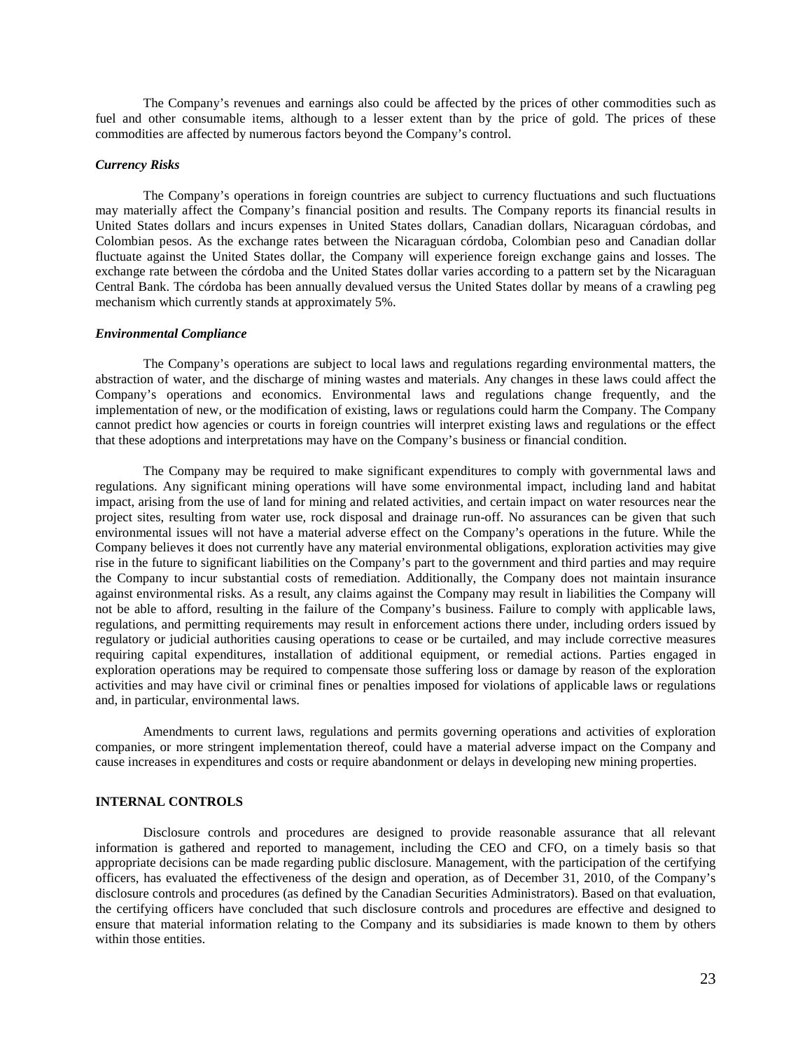The Company's revenues and earnings also could be affected by the prices of other commodities such as fuel and other consumable items, although to a lesser extent than by the price of gold. The prices of these commodities are affected by numerous factors beyond the Company's control.

***Currency Risks***

The Company's operations in foreign countries are subject to currency fluctuations and such fluctuations may materially affect the Company's financial position and results. The Company reports its financial results in United States dollars and incurs expenses in United States dollars, Canadian dollars, Nicaraguan córdobas, and Colombian pesos. As the exchange rates between the Nicaraguan córdoba, Colombian peso and Canadian dollar fluctuate against the United States dollar, the Company will experience foreign exchange gains and losses. The exchange rate between the córdoba and the United States dollar varies according to a pattern set by the Nicaraguan Central Bank. The córdoba has been annually devalued versus the United States dollar by means of a crawling peg mechanism which currently stands at approximately 5%.

***Environmental Compliance***

The Company's operations are subject to local laws and regulations regarding environmental matters, the abstraction of water, and the discharge of mining wastes and materials. Any changes in these laws could affect the Company's operations and economics. Environmental laws and regulations change frequently, and the implementation of new, or the modification of existing, laws or regulations could harm the Company. The Company cannot predict how agencies or courts in foreign countries will interpret existing laws and regulations or the effect that these adoptions and interpretations may have on the Company's business or financial condition.

The Company may be required to make significant expenditures to comply with governmental laws and regulations. Any significant mining operations will have some environmental impact, including land and habitat impact, arising from the use of land for mining and related activities, and certain impact on water resources near the project sites, resulting from water use, rock disposal and drainage run-off. No assurances can be given that such environmental issues will not have a material adverse effect on the Company's operations in the future. While the Company believes it does not currently have any material environmental obligations, exploration activities may give rise in the future to significant liabilities on the Company's part to the government and third parties and may require the Company to incur substantial costs of remediation. Additionally, the Company does not maintain insurance against environmental risks. As a result, any claims against the Company may result in liabilities the Company will not be able to afford, resulting in the failure of the Company's business. Failure to comply with applicable laws, regulations, and permitting requirements may result in enforcement actions there under, including orders issued by regulatory or judicial authorities causing operations to cease or be curtailed, and may include corrective measures requiring capital expenditures, installation of additional equipment, or remedial actions. Parties engaged in exploration operations may be required to compensate those suffering loss or damage by reason of the exploration activities and may have civil or criminal fines or penalties imposed for violations of applicable laws or regulations and, in particular, environmental laws.

Amendments to current laws, regulations and permits governing operations and activities of exploration companies, or more stringent implementation thereof, could have a material adverse impact on the Company and cause increases in expenditures and costs or require abandonment or delays in developing new mining properties.

## INTERNAL CONTROLS

Disclosure controls and procedures are designed to provide reasonable assurance that all relevant information is gathered and reported to management, including the CEO and CFO, on a timely basis so that appropriate decisions can be made regarding public disclosure. Management, with the participation of the certifying officers, has evaluated the effectiveness of the design and operation, as of December 31, 2010, of the Company's disclosure controls and procedures (as defined by the Canadian Securities Administrators). Based on that evaluation, the certifying officers have concluded that such disclosure controls and procedures are effective and designed to ensure that material information relating to the Company and its subsidiaries is made known to them by others within those entities.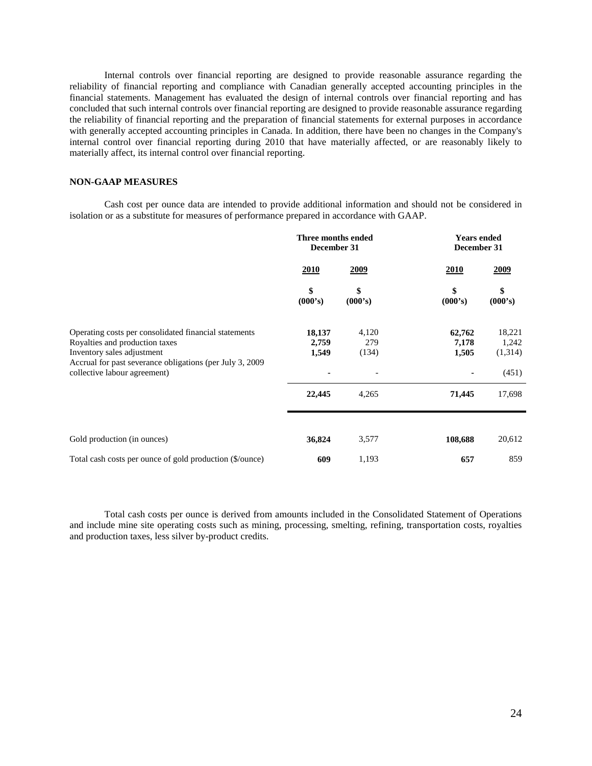Internal controls over financial reporting are designed to provide reasonable assurance regarding the reliability of financial reporting and compliance with Canadian generally accepted accounting principles in the financial statements. Management has evaluated the design of internal controls over financial reporting and has concluded that such internal controls over financial reporting are designed to provide reasonable assurance regarding the reliability of financial reporting and the preparation of financial statements for external purposes in accordance with generally accepted accounting principles in Canada. In addition, there have been no changes in the Company's internal control over financial reporting during 2010 that have materially affected, or are reasonably likely to materially affect, its internal control over financial reporting.

## NON-GAAP MEASURES

Cash cost per ounce data are intended to provide additional information and should not be considered in isolation or as a substitute for measures of performance prepared in accordance with GAAP.

| | Three months ended December 31 | | Years ended December 31 | |
|---|---|---|---|---|
| | **2010** | **2009** | **2010** | **2009** |
| | **\$ (000's)** | **\$ (000's)** | **\$ (000's)** | **\$ (000's)** |
| Operating costs per consolidated financial statements | **18,137** | 4,120 | **62,762** | 18,221 |
| Royalties and production taxes | **2,759** | 279 | **7,178** | 1,242 |
| Inventory sales adjustment | **1,549** | (134) | **1,505** | (1,314) |
| Accrual for past severance obligations (per July 3, 2009 collective labour agreement) | **-** | - | **-** | (451) |
| | **22,445** | 4,265 | **71,445** | 17,698 |
| Gold production (in ounces) | **36,824** | 3,577 | **108,688** | 20,612 |
| Total cash costs per ounce of gold production (\$/ounce) | **609** | 1,193 | **657** | 859 |

Total cash costs per ounce is derived from amounts included in the Consolidated Statement of Operations and include mine site operating costs such as mining, processing, smelting, refining, transportation costs, royalties and production taxes, less silver by-product credits.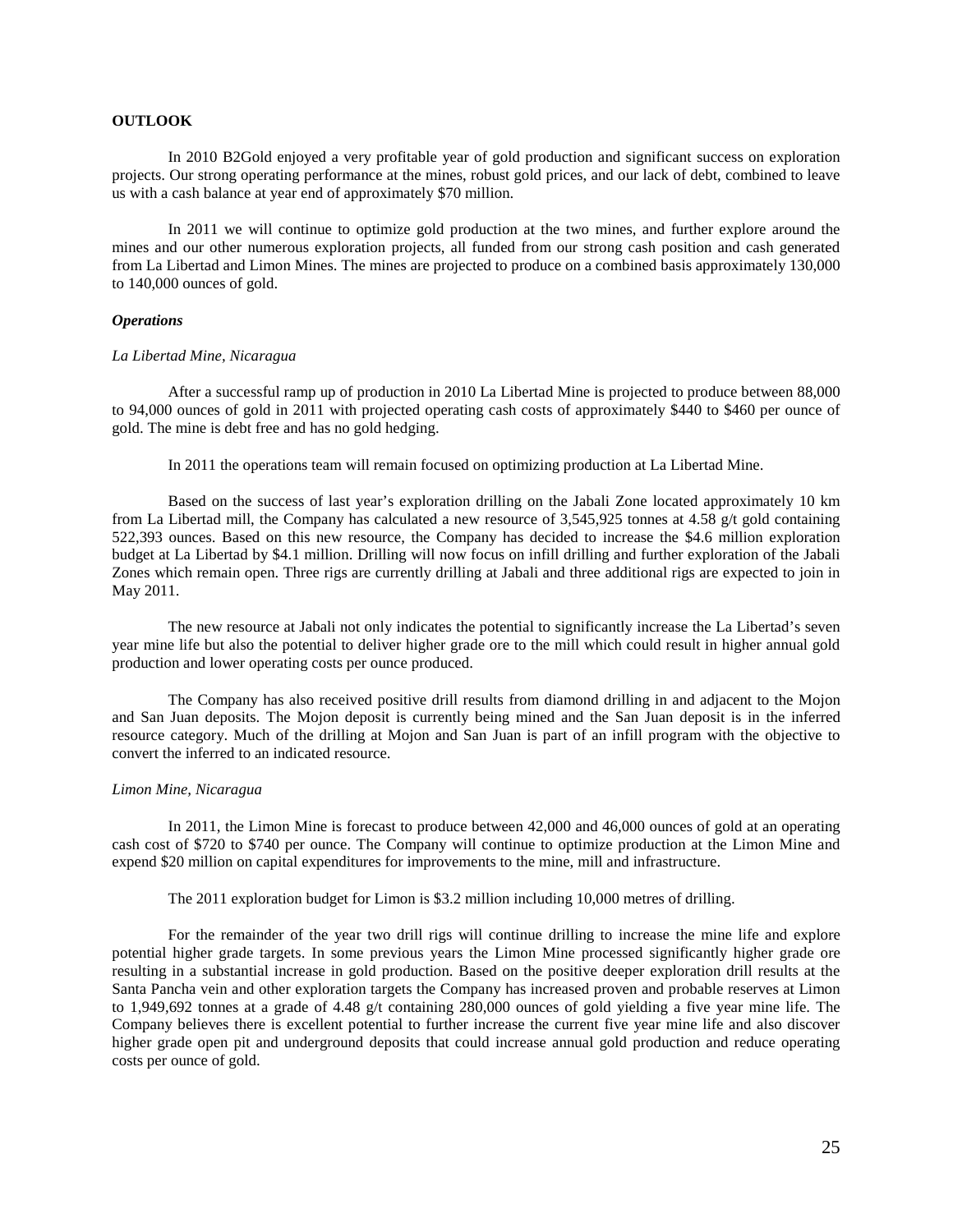## OUTLOOK

In 2010 B2Gold enjoyed a very profitable year of gold production and significant success on exploration projects. Our strong operating performance at the mines, robust gold prices, and our lack of debt, combined to leave us with a cash balance at year end of approximately $70 million.

In 2011 we will continue to optimize gold production at the two mines, and further explore around the mines and our other numerous exploration projects, all funded from our strong cash position and cash generated from La Libertad and Limon Mines. The mines are projected to produce on a combined basis approximately 130,000 to 140,000 ounces of gold.

### *Operations*

#### *La Libertad Mine, Nicaragua*

After a successful ramp up of production in 2010 La Libertad Mine is projected to produce between 88,000 to 94,000 ounces of gold in 2011 with projected operating cash costs of approximately $440 to $460 per ounce of gold. The mine is debt free and has no gold hedging.

In 2011 the operations team will remain focused on optimizing production at La Libertad Mine.

Based on the success of last year's exploration drilling on the Jabali Zone located approximately 10 km from La Libertad mill, the Company has calculated a new resource of 3,545,925 tonnes at 4.58 g/t gold containing 522,393 ounces. Based on this new resource, the Company has decided to increase the $4.6 million exploration budget at La Libertad by $4.1 million. Drilling will now focus on infill drilling and further exploration of the Jabali Zones which remain open. Three rigs are currently drilling at Jabali and three additional rigs are expected to join in May 2011.

The new resource at Jabali not only indicates the potential to significantly increase the La Libertad's seven year mine life but also the potential to deliver higher grade ore to the mill which could result in higher annual gold production and lower operating costs per ounce produced.

The Company has also received positive drill results from diamond drilling in and adjacent to the Mojon and San Juan deposits. The Mojon deposit is currently being mined and the San Juan deposit is in the inferred resource category. Much of the drilling at Mojon and San Juan is part of an infill program with the objective to convert the inferred to an indicated resource.

#### *Limon Mine, Nicaragua*

In 2011, the Limon Mine is forecast to produce between 42,000 and 46,000 ounces of gold at an operating cash cost of $720 to $740 per ounce. The Company will continue to optimize production at the Limon Mine and expend $20 million on capital expenditures for improvements to the mine, mill and infrastructure.

The 2011 exploration budget for Limon is $3.2 million including 10,000 metres of drilling.

For the remainder of the year two drill rigs will continue drilling to increase the mine life and explore potential higher grade targets. In some previous years the Limon Mine processed significantly higher grade ore resulting in a substantial increase in gold production. Based on the positive deeper exploration drill results at the Santa Pancha vein and other exploration targets the Company has increased proven and probable reserves at Limon to 1,949,692 tonnes at a grade of 4.48 g/t containing 280,000 ounces of gold yielding a five year mine life. The Company believes there is excellent potential to further increase the current five year mine life and also discover higher grade open pit and underground deposits that could increase annual gold production and reduce operating costs per ounce of gold.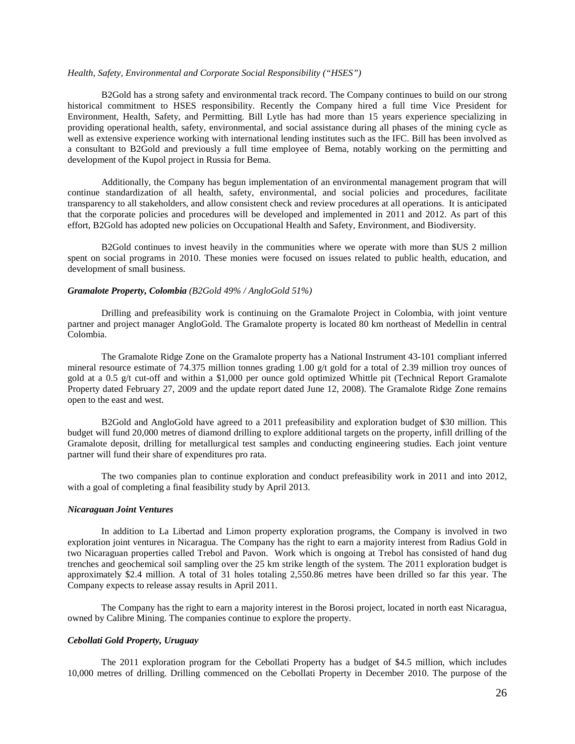*Health, Safety, Environmental and Corporate Social Responsibility ("HSES")*

B2Gold has a strong safety and environmental track record. The Company continues to build on our strong historical commitment to HSES responsibility. Recently the Company hired a full time Vice President for Environment, Health, Safety, and Permitting. Bill Lytle has had more than 15 years experience specializing in providing operational health, safety, environmental, and social assistance during all phases of the mining cycle as well as extensive experience working with international lending institutes such as the IFC. Bill has been involved as a consultant to B2Gold and previously a full time employee of Bema, notably working on the permitting and development of the Kupol project in Russia for Bema.

Additionally, the Company has begun implementation of an environmental management program that will continue standardization of all health, safety, environmental, and social policies and procedures, facilitate transparency to all stakeholders, and allow consistent check and review procedures at all operations. It is anticipated that the corporate policies and procedures will be developed and implemented in 2011 and 2012. As part of this effort, B2Gold has adopted new policies on Occupational Health and Safety, Environment, and Biodiversity.

B2Gold continues to invest heavily in the communities where we operate with more than $US 2 million spent on social programs in 2010. These monies were focused on issues related to public health, education, and development of small business.

***Gramalote Property, Colombia** (B2Gold 49% / AngloGold 51%)*

Drilling and prefeasibility work is continuing on the Gramalote Project in Colombia, with joint venture partner and project manager AngloGold. The Gramalote property is located 80 km northeast of Medellin in central Colombia.

The Gramalote Ridge Zone on the Gramalote property has a National Instrument 43-101 compliant inferred mineral resource estimate of 74.375 million tonnes grading 1.00 g/t gold for a total of 2.39 million troy ounces of gold at a 0.5 g/t cut-off and within a $1,000 per ounce gold optimized Whittle pit (Technical Report Gramalote Property dated February 27, 2009 and the update report dated June 12, 2008). The Gramalote Ridge Zone remains open to the east and west.

B2Gold and AngloGold have agreed to a 2011 prefeasibility and exploration budget of $30 million. This budget will fund 20,000 metres of diamond drilling to explore additional targets on the property, infill drilling of the Gramalote deposit, drilling for metallurgical test samples and conducting engineering studies. Each joint venture partner will fund their share of expenditures pro rata.

The two companies plan to continue exploration and conduct prefeasibility work in 2011 and into 2012, with a goal of completing a final feasibility study by April 2013.

***Nicaraguan Joint Ventures***

In addition to La Libertad and Limon property exploration programs, the Company is involved in two exploration joint ventures in Nicaragua. The Company has the right to earn a majority interest from Radius Gold in two Nicaraguan properties called Trebol and Pavon. Work which is ongoing at Trebol has consisted of hand dug trenches and geochemical soil sampling over the 25 km strike length of the system. The 2011 exploration budget is approximately $2.4 million. A total of 31 holes totaling 2,550.86 metres have been drilled so far this year. The Company expects to release assay results in April 2011.

The Company has the right to earn a majority interest in the Borosi project, located in north east Nicaragua, owned by Calibre Mining. The companies continue to explore the property.

***Cebollati Gold Property, Uruguay***

The 2011 exploration program for the Cebollati Property has a budget of $4.5 million, which includes 10,000 metres of drilling. Drilling commenced on the Cebollati Property in December 2010. The purpose of the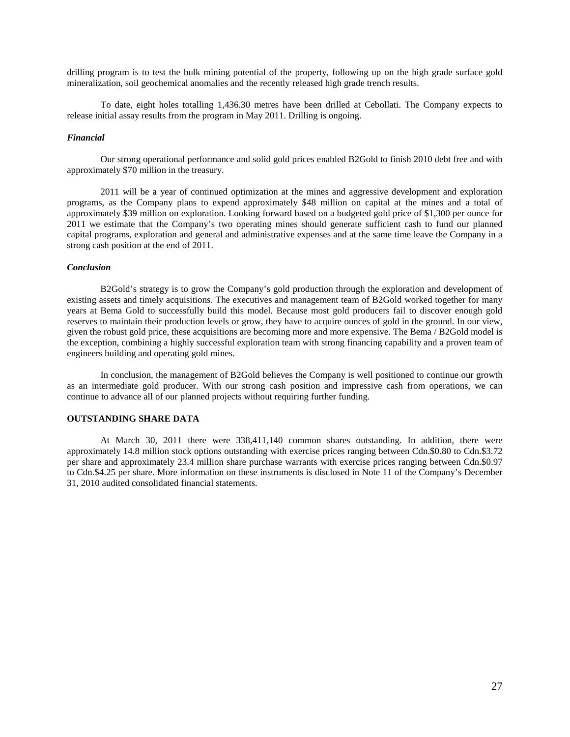drilling program is to test the bulk mining potential of the property, following up on the high grade surface gold mineralization, soil geochemical anomalies and the recently released high grade trench results.

To date, eight holes totalling 1,436.30 metres have been drilled at Cebollati. The Company expects to release initial assay results from the program in May 2011. Drilling is ongoing.

### *Financial*

Our strong operational performance and solid gold prices enabled B2Gold to finish 2010 debt free and with approximately $70 million in the treasury.

2011 will be a year of continued optimization at the mines and aggressive development and exploration programs, as the Company plans to expend approximately $48 million on capital at the mines and a total of approximately $39 million on exploration. Looking forward based on a budgeted gold price of $1,300 per ounce for 2011 we estimate that the Company's two operating mines should generate sufficient cash to fund our planned capital programs, exploration and general and administrative expenses and at the same time leave the Company in a strong cash position at the end of 2011.

### *Conclusion*

B2Gold's strategy is to grow the Company's gold production through the exploration and development of existing assets and timely acquisitions. The executives and management team of B2Gold worked together for many years at Bema Gold to successfully build this model. Because most gold producers fail to discover enough gold reserves to maintain their production levels or grow, they have to acquire ounces of gold in the ground. In our view, given the robust gold price, these acquisitions are becoming more and more expensive. The Bema / B2Gold model is the exception, combining a highly successful exploration team with strong financing capability and a proven team of engineers building and operating gold mines.

In conclusion, the management of B2Gold believes the Company is well positioned to continue our growth as an intermediate gold producer. With our strong cash position and impressive cash from operations, we can continue to advance all of our planned projects without requiring further funding.

## OUTSTANDING SHARE DATA

At March 30, 2011 there were 338,411,140 common shares outstanding. In addition, there were approximately 14.8 million stock options outstanding with exercise prices ranging between Cdn.$0.80 to Cdn.$3.72 per share and approximately 23.4 million share purchase warrants with exercise prices ranging between Cdn.$0.97 to Cdn.$4.25 per share. More information on these instruments is disclosed in Note 11 of the Company's December 31, 2010 audited consolidated financial statements.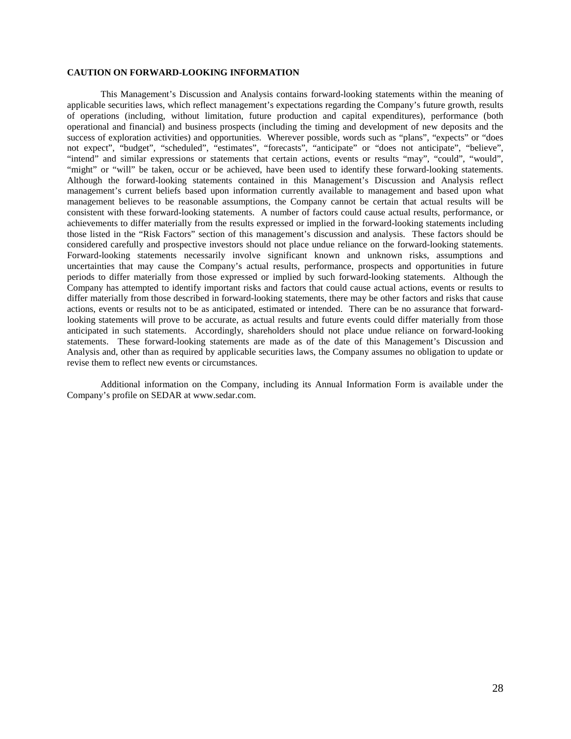**CAUTION ON FORWARD-LOOKING INFORMATION**

This Management's Discussion and Analysis contains forward-looking statements within the meaning of applicable securities laws, which reflect management's expectations regarding the Company's future growth, results of operations (including, without limitation, future production and capital expenditures), performance (both operational and financial) and business prospects (including the timing and development of new deposits and the success of exploration activities) and opportunities. Wherever possible, words such as "plans", "expects" or "does not expect", "budget", "scheduled", "estimates", "forecasts", "anticipate" or "does not anticipate", "believe", "intend" and similar expressions or statements that certain actions, events or results "may", "could", "would", "might" or "will" be taken, occur or be achieved, have been used to identify these forward-looking statements. Although the forward-looking statements contained in this Management's Discussion and Analysis reflect management's current beliefs based upon information currently available to management and based upon what management believes to be reasonable assumptions, the Company cannot be certain that actual results will be consistent with these forward-looking statements. A number of factors could cause actual results, performance, or achievements to differ materially from the results expressed or implied in the forward-looking statements including those listed in the "Risk Factors" section of this management's discussion and analysis. These factors should be considered carefully and prospective investors should not place undue reliance on the forward-looking statements. Forward-looking statements necessarily involve significant known and unknown risks, assumptions and uncertainties that may cause the Company's actual results, performance, prospects and opportunities in future periods to differ materially from those expressed or implied by such forward-looking statements. Although the Company has attempted to identify important risks and factors that could cause actual actions, events or results to differ materially from those described in forward-looking statements, there may be other factors and risks that cause actions, events or results not to be as anticipated, estimated or intended. There can be no assurance that forward-looking statements will prove to be accurate, as actual results and future events could differ materially from those anticipated in such statements. Accordingly, shareholders should not place undue reliance on forward-looking statements. These forward-looking statements are made as of the date of this Management's Discussion and Analysis and, other than as required by applicable securities laws, the Company assumes no obligation to update or revise them to reflect new events or circumstances.

Additional information on the Company, including its Annual Information Form is available under the Company's profile on SEDAR at www.sedar.com.